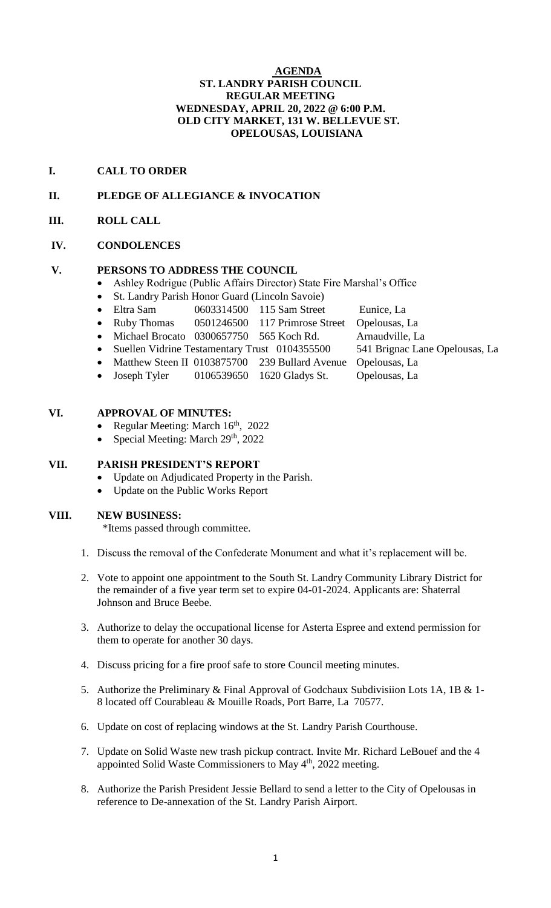# AGENDA

## ST. LANDRY PARISH COUNCIL
## REGULAR MEETING
## WEDNESDAY, APRIL 20, 2022 @ 6:00 P.M.
## OLD CITY MARKET, 131 W. BELLEVUE ST.
## OPELOUSAS, LOUISIANA

**I. CALL TO ORDER**

**II. PLEDGE OF ALLEGIANCE & INVOCATION**

**III. ROLL CALL**

**IV. CONDOLENCES**

**V. PERSONS TO ADDRESS THE COUNCIL**

- Ashley Rodrigue (Public Affairs Director) State Fire Marshal's Office
- St. Landry Parish Honor Guard (Lincoln Savoie)
- Eltra Sam 0603314500 115 Sam Street Eunice, La
- Ruby Thomas 0501246500 117 Primrose Street Opelousas, La
- Michael Brocato 0300657750 565 Koch Rd. Arnaudville, La
- Suellen Vidrine Testamentary Trust 0104355500 541 Brignac Lane Opelousas, La
- Matthew Steen II 0103875700 239 Bullard Avenue Opelousas, La
- Joseph Tyler 0106539650 1620 Gladys St. Opelousas, La

**VI. APPROVAL OF MINUTES:**

- Regular Meeting: March 16th, 2022
- Special Meeting: March 29th, 2022

**VII. PARISH PRESIDENT'S REPORT**

- Update on Adjudicated Property in the Parish.
- Update on the Public Works Report

**VIII. NEW BUSINESS:**

*Items passed through committee.

1. Discuss the removal of the Confederate Monument and what it's replacement will be.
2. Vote to appoint one appointment to the South St. Landry Community Library District for the remainder of a five year term set to expire 04-01-2024. Applicants are: Shaterral Johnson and Bruce Beebe.
3. Authorize to delay the occupational license for Asterta Espree and extend permission for them to operate for another 30 days.
4. Discuss pricing for a fire proof safe to store Council meeting minutes.
5. Authorize the Preliminary & Final Approval of Godchaux Subdivisiion Lots 1A, 1B & 1-8 located off Courableau & Mouille Roads, Port Barre, La 70577.
6. Update on cost of replacing windows at the St. Landry Parish Courthouse.
7. Update on Solid Waste new trash pickup contract. Invite Mr. Richard LeBouef and the 4 appointed Solid Waste Commissioners to May 4th, 2022 meeting.
8. Authorize the Parish President Jessie Bellard to send a letter to the City of Opelousas in reference to De-annexation of the St. Landry Parish Airport.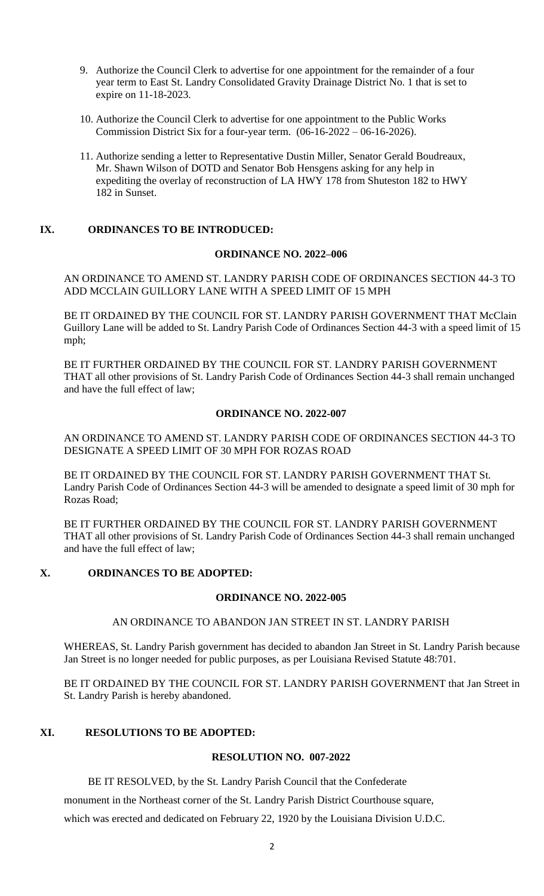9. Authorize the Council Clerk to advertise for one appointment for the remainder of a four year term to East St. Landry Consolidated Gravity Drainage District No. 1 that is set to expire on 11-18-2023.

10. Authorize the Council Clerk to advertise for one appointment to the Public Works Commission District Six for a four-year term. (06-16-2022 – 06-16-2026).

11. Authorize sending a letter to Representative Dustin Miller, Senator Gerald Boudreaux, Mr. Shawn Wilson of DOTD and Senator Bob Hensgens asking for any help in expediting the overlay of reconstruction of LA HWY 178 from Shuteston 182 to HWY 182 in Sunset.

## IX. ORDINANCES TO BE INTRODUCED:

### ORDINANCE NO. 2022–006

AN ORDINANCE TO AMEND ST. LANDRY PARISH CODE OF ORDINANCES SECTION 44-3 TO ADD MCCLAIN GUILLORY LANE WITH A SPEED LIMIT OF 15 MPH

BE IT ORDAINED BY THE COUNCIL FOR ST. LANDRY PARISH GOVERNMENT THAT McClain Guillory Lane will be added to St. Landry Parish Code of Ordinances Section 44-3 with a speed limit of 15 mph;

BE IT FURTHER ORDAINED BY THE COUNCIL FOR ST. LANDRY PARISH GOVERNMENT THAT all other provisions of St. Landry Parish Code of Ordinances Section 44-3 shall remain unchanged and have the full effect of law;

### ORDINANCE NO. 2022-007

AN ORDINANCE TO AMEND ST. LANDRY PARISH CODE OF ORDINANCES SECTION 44-3 TO DESIGNATE A SPEED LIMIT OF 30 MPH FOR ROZAS ROAD

BE IT ORDAINED BY THE COUNCIL FOR ST. LANDRY PARISH GOVERNMENT THAT St. Landry Parish Code of Ordinances Section 44-3 will be amended to designate a speed limit of 30 mph for Rozas Road;

BE IT FURTHER ORDAINED BY THE COUNCIL FOR ST. LANDRY PARISH GOVERNMENT THAT all other provisions of St. Landry Parish Code of Ordinances Section 44-3 shall remain unchanged and have the full effect of law;

## X. ORDINANCES TO BE ADOPTED:

### ORDINANCE NO. 2022-005

AN ORDINANCE TO ABANDON JAN STREET IN ST. LANDRY PARISH

WHEREAS, St. Landry Parish government has decided to abandon Jan Street in St. Landry Parish because Jan Street is no longer needed for public purposes, as per Louisiana Revised Statute 48:701.

BE IT ORDAINED BY THE COUNCIL FOR ST. LANDRY PARISH GOVERNMENT that Jan Street in St. Landry Parish is hereby abandoned.

## XI. RESOLUTIONS TO BE ADOPTED:

### RESOLUTION NO. 007-2022

BE IT RESOLVED, by the St. Landry Parish Council that the Confederate monument in the Northeast corner of the St. Landry Parish District Courthouse square, which was erected and dedicated on February 22, 1920 by the Louisiana Division U.D.C.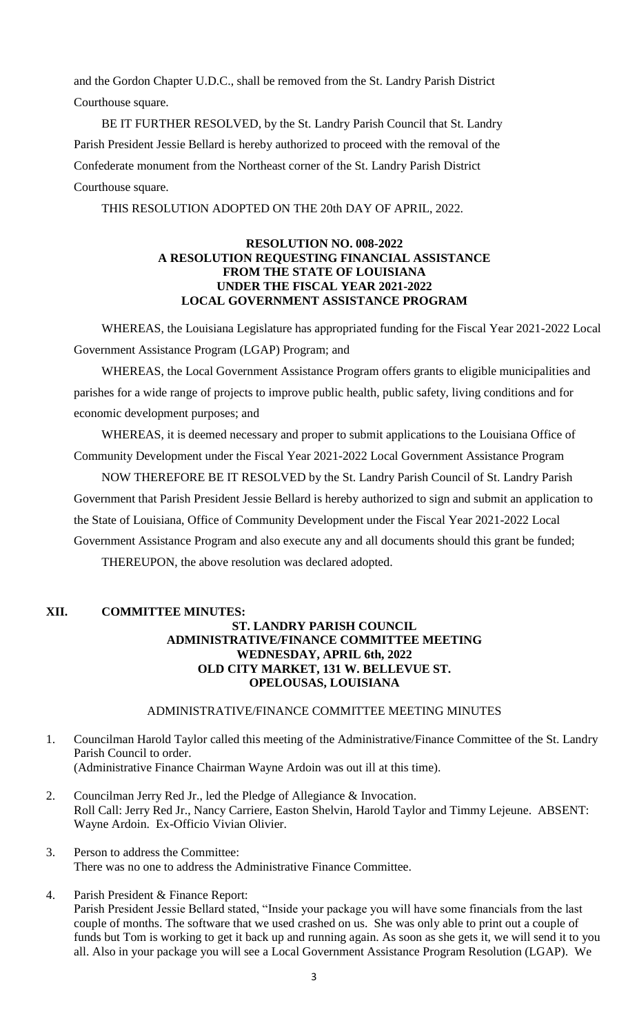and the Gordon Chapter U.D.C., shall be removed from the St. Landry Parish District Courthouse square.

BE IT FURTHER RESOLVED, by the St. Landry Parish Council that St. Landry Parish President Jessie Bellard is hereby authorized to proceed with the removal of the Confederate monument from the Northeast corner of the St. Landry Parish District Courthouse square.

THIS RESOLUTION ADOPTED ON THE 20th DAY OF APRIL, 2022.

**RESOLUTION NO. 008-2022**
**A RESOLUTION REQUESTING FINANCIAL ASSISTANCE FROM THE STATE OF LOUISIANA UNDER THE FISCAL YEAR 2021-2022 LOCAL GOVERNMENT ASSISTANCE PROGRAM**

WHEREAS, the Louisiana Legislature has appropriated funding for the Fiscal Year 2021-2022 Local Government Assistance Program (LGAP) Program; and

WHEREAS, the Local Government Assistance Program offers grants to eligible municipalities and parishes for a wide range of projects to improve public health, public safety, living conditions and for economic development purposes; and

WHEREAS, it is deemed necessary and proper to submit applications to the Louisiana Office of Community Development under the Fiscal Year 2021-2022 Local Government Assistance Program

NOW THEREFORE BE IT RESOLVED by the St. Landry Parish Council of St. Landry Parish Government that Parish President Jessie Bellard is hereby authorized to sign and submit an application to the State of Louisiana, Office of Community Development under the Fiscal Year 2021-2022 Local Government Assistance Program and also execute any and all documents should this grant be funded;

THEREUPON, the above resolution was declared adopted.

## XII. COMMITTEE MINUTES:

**ST. LANDRY PARISH COUNCIL**
**ADMINISTRATIVE/FINANCE COMMITTEE MEETING**
**WEDNESDAY, APRIL 6th, 2022**
**OLD CITY MARKET, 131 W. BELLEVUE ST.**
**OPELOUSAS, LOUISIANA**

ADMINISTRATIVE/FINANCE COMMITTEE MEETING MINUTES

1. Councilman Harold Taylor called this meeting of the Administrative/Finance Committee of the St. Landry Parish Council to order.
   (Administrative Finance Chairman Wayne Ardoin was out ill at this time).

2. Councilman Jerry Red Jr., led the Pledge of Allegiance & Invocation.
   Roll Call: Jerry Red Jr., Nancy Carriere, Easton Shelvin, Harold Taylor and Timmy Lejeune. ABSENT: Wayne Ardoin. Ex-Officio Vivian Olivier.

3. Person to address the Committee:
   There was no one to address the Administrative Finance Committee.

4. Parish President & Finance Report:
   Parish President Jessie Bellard stated, "Inside your package you will have some financials from the last couple of months. The software that we used crashed on us. She was only able to print out a couple of funds but Tom is working to get it back up and running again. As soon as she gets it, we will send it to you all. Also in your package you will see a Local Government Assistance Program Resolution (LGAP). We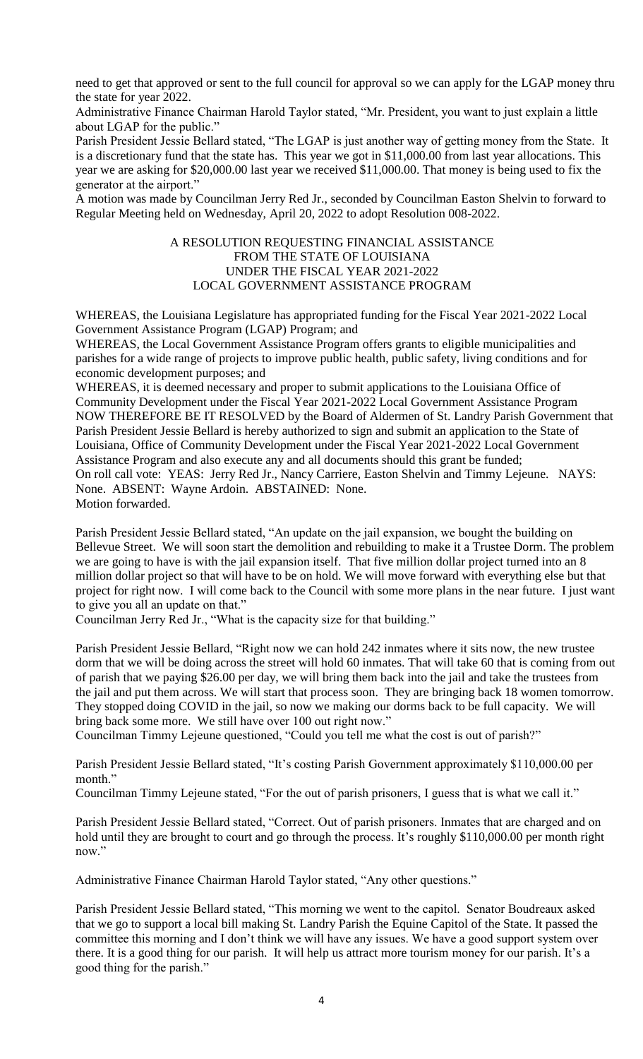need to get that approved or sent to the full council for approval so we can apply for the LGAP money thru the state for year 2022.

Administrative Finance Chairman Harold Taylor stated, "Mr. President, you want to just explain a little about LGAP for the public."

Parish President Jessie Bellard stated, "The LGAP is just another way of getting money from the State. It is a discretionary fund that the state has. This year we got in $11,000.00 from last year allocations. This year we are asking for $20,000.00 last year we received $11,000.00. That money is being used to fix the generator at the airport."

A motion was made by Councilman Jerry Red Jr., seconded by Councilman Easton Shelvin to forward to Regular Meeting held on Wednesday, April 20, 2022 to adopt Resolution 008-2022.

A RESOLUTION REQUESTING FINANCIAL ASSISTANCE
FROM THE STATE OF LOUISIANA
UNDER THE FISCAL YEAR 2021-2022
LOCAL GOVERNMENT ASSISTANCE PROGRAM

WHEREAS, the Louisiana Legislature has appropriated funding for the Fiscal Year 2021-2022 Local Government Assistance Program (LGAP) Program; and

WHEREAS, the Local Government Assistance Program offers grants to eligible municipalities and parishes for a wide range of projects to improve public health, public safety, living conditions and for economic development purposes; and

WHEREAS, it is deemed necessary and proper to submit applications to the Louisiana Office of Community Development under the Fiscal Year 2021-2022 Local Government Assistance Program NOW THEREFORE BE IT RESOLVED by the Board of Aldermen of St. Landry Parish Government that Parish President Jessie Bellard is hereby authorized to sign and submit an application to the State of Louisiana, Office of Community Development under the Fiscal Year 2021-2022 Local Government Assistance Program and also execute any and all documents should this grant be funded;

On roll call vote: YEAS: Jerry Red Jr., Nancy Carriere, Easton Shelvin and Timmy Lejeune. NAYS: None. ABSENT: Wayne Ardoin. ABSTAINED: None.

Motion forwarded.

Parish President Jessie Bellard stated, "An update on the jail expansion, we bought the building on Bellevue Street. We will soon start the demolition and rebuilding to make it a Trustee Dorm. The problem we are going to have is with the jail expansion itself. That five million dollar project turned into an 8 million dollar project so that will have to be on hold. We will move forward with everything else but that project for right now. I will come back to the Council with some more plans in the near future. I just want to give you all an update on that."

Councilman Jerry Red Jr., "What is the capacity size for that building."

Parish President Jessie Bellard, "Right now we can hold 242 inmates where it sits now, the new trustee dorm that we will be doing across the street will hold 60 inmates. That will take 60 that is coming from out of parish that we paying $26.00 per day, we will bring them back into the jail and take the trustees from the jail and put them across. We will start that process soon. They are bringing back 18 women tomorrow. They stopped doing COVID in the jail, so now we making our dorms back to be full capacity. We will bring back some more. We still have over 100 out right now."

Councilman Timmy Lejeune questioned, "Could you tell me what the cost is out of parish?"

Parish President Jessie Bellard stated, "It's costing Parish Government approximately $110,000.00 per month."

Councilman Timmy Lejeune stated, "For the out of parish prisoners, I guess that is what we call it."

Parish President Jessie Bellard stated, "Correct. Out of parish prisoners. Inmates that are charged and on hold until they are brought to court and go through the process. It's roughly $110,000.00 per month right now."

Administrative Finance Chairman Harold Taylor stated, "Any other questions."

Parish President Jessie Bellard stated, "This morning we went to the capitol. Senator Boudreaux asked that we go to support a local bill making St. Landry Parish the Equine Capitol of the State. It passed the committee this morning and I don't think we will have any issues. We have a good support system over there. It is a good thing for our parish. It will help us attract more tourism money for our parish. It's a good thing for the parish."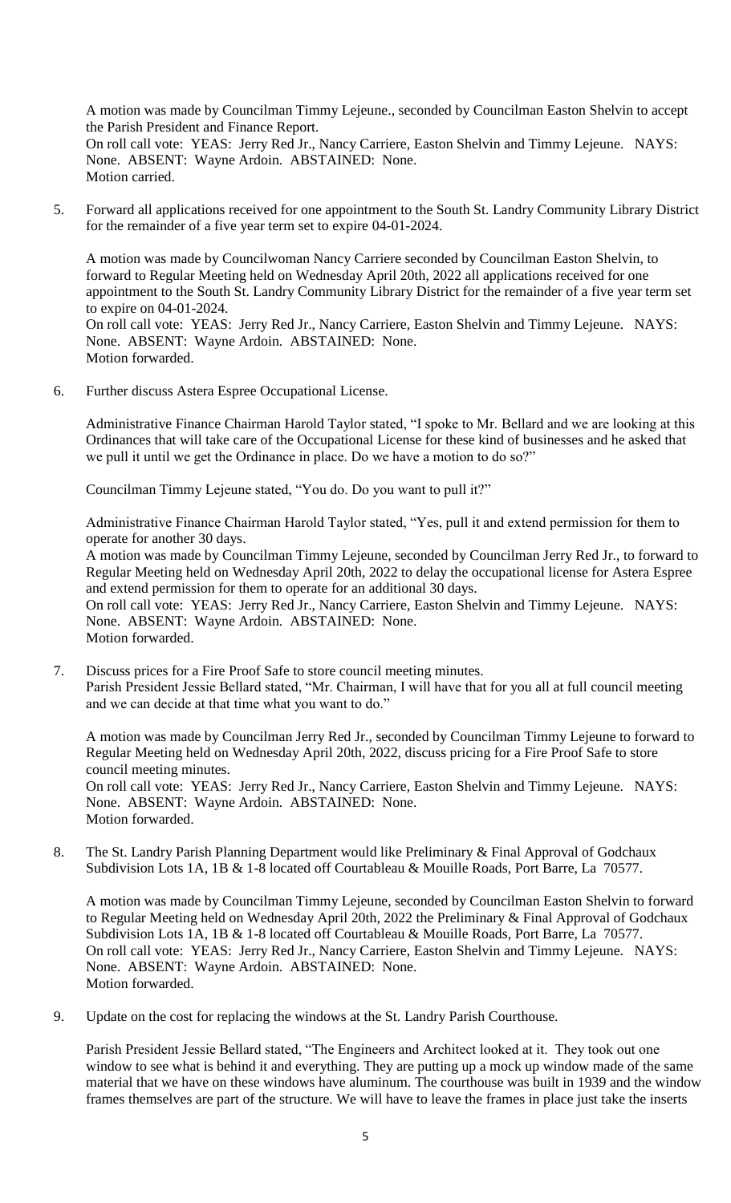A motion was made by Councilman Timmy Lejeune., seconded by Councilman Easton Shelvin to accept the Parish President and Finance Report.
On roll call vote: YEAS: Jerry Red Jr., Nancy Carriere, Easton Shelvin and Timmy Lejeune. NAYS: None. ABSENT: Wayne Ardoin. ABSTAINED: None.
Motion carried.

5. Forward all applications received for one appointment to the South St. Landry Community Library District for the remainder of a five year term set to expire 04-01-2024.

   A motion was made by Councilwoman Nancy Carriere seconded by Councilman Easton Shelvin, to forward to Regular Meeting held on Wednesday April 20th, 2022 all applications received for one appointment to the South St. Landry Community Library District for the remainder of a five year term set to expire on 04-01-2024.
   On roll call vote: YEAS: Jerry Red Jr., Nancy Carriere, Easton Shelvin and Timmy Lejeune. NAYS: None. ABSENT: Wayne Ardoin. ABSTAINED: None.
   Motion forwarded.

6. Further discuss Astera Espree Occupational License.

   Administrative Finance Chairman Harold Taylor stated, "I spoke to Mr. Bellard and we are looking at this Ordinances that will take care of the Occupational License for these kind of businesses and he asked that we pull it until we get the Ordinance in place. Do we have a motion to do so?"

   Councilman Timmy Lejeune stated, "You do. Do you want to pull it?"

   Administrative Finance Chairman Harold Taylor stated, "Yes, pull it and extend permission for them to operate for another 30 days.
   A motion was made by Councilman Timmy Lejeune, seconded by Councilman Jerry Red Jr., to forward to Regular Meeting held on Wednesday April 20th, 2022 to delay the occupational license for Astera Espree and extend permission for them to operate for an additional 30 days.
   On roll call vote: YEAS: Jerry Red Jr., Nancy Carriere, Easton Shelvin and Timmy Lejeune. NAYS: None. ABSENT: Wayne Ardoin. ABSTAINED: None.
   Motion forwarded.

7. Discuss prices for a Fire Proof Safe to store council meeting minutes.
   Parish President Jessie Bellard stated, "Mr. Chairman, I will have that for you all at full council meeting and we can decide at that time what you want to do."

   A motion was made by Councilman Jerry Red Jr., seconded by Councilman Timmy Lejeune to forward to Regular Meeting held on Wednesday April 20th, 2022, discuss pricing for a Fire Proof Safe to store council meeting minutes.
   On roll call vote: YEAS: Jerry Red Jr., Nancy Carriere, Easton Shelvin and Timmy Lejeune. NAYS: None. ABSENT: Wayne Ardoin. ABSTAINED: None.
   Motion forwarded.

8. The St. Landry Parish Planning Department would like Preliminary & Final Approval of Godchaux Subdivision Lots 1A, 1B & 1-8 located off Courtableau & Mouille Roads, Port Barre, La 70577.

   A motion was made by Councilman Timmy Lejeune, seconded by Councilman Easton Shelvin to forward to Regular Meeting held on Wednesday April 20th, 2022 the Preliminary & Final Approval of Godchaux Subdivision Lots 1A, 1B & 1-8 located off Courtableau & Mouille Roads, Port Barre, La 70577.
   On roll call vote: YEAS: Jerry Red Jr., Nancy Carriere, Easton Shelvin and Timmy Lejeune. NAYS: None. ABSENT: Wayne Ardoin. ABSTAINED: None.
   Motion forwarded.

9. Update on the cost for replacing the windows at the St. Landry Parish Courthouse.

   Parish President Jessie Bellard stated, "The Engineers and Architect looked at it. They took out one window to see what is behind it and everything. They are putting up a mock up window made of the same material that we have on these windows have aluminum. The courthouse was built in 1939 and the window frames themselves are part of the structure. We will have to leave the frames in place just take the inserts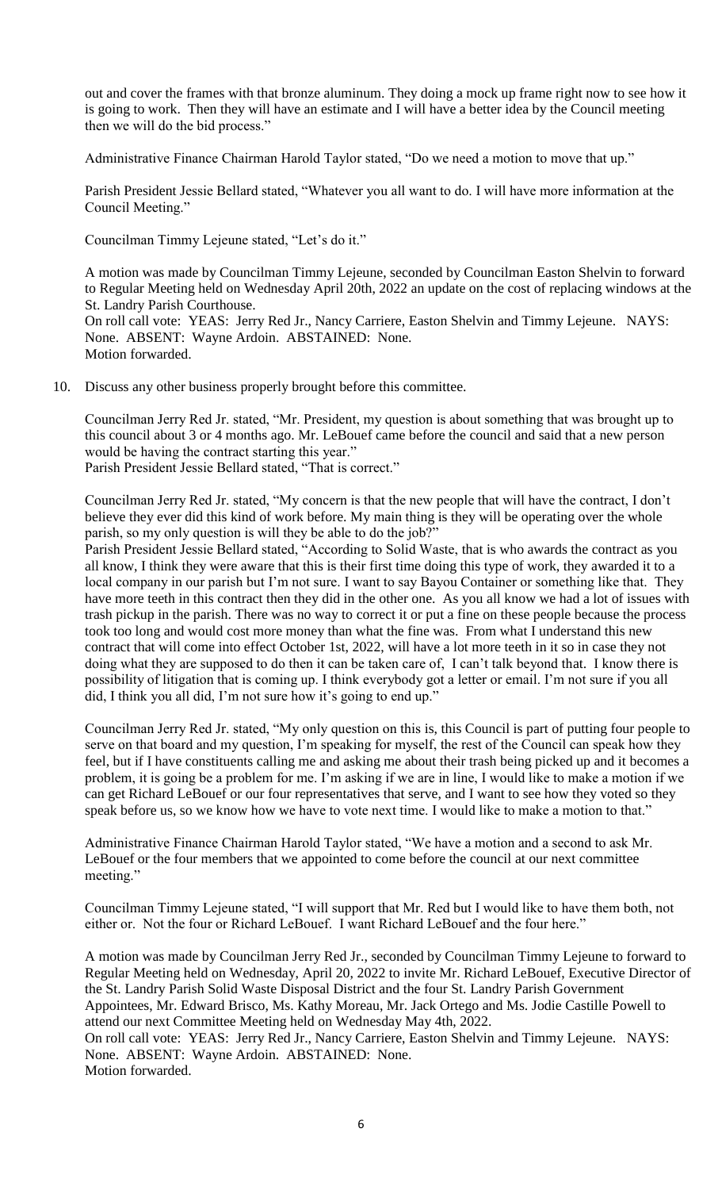out and cover the frames with that bronze aluminum. They doing a mock up frame right now to see how it is going to work. Then they will have an estimate and I will have a better idea by the Council meeting then we will do the bid process."

Administrative Finance Chairman Harold Taylor stated, "Do we need a motion to move that up."

Parish President Jessie Bellard stated, "Whatever you all want to do. I will have more information at the Council Meeting."

Councilman Timmy Lejeune stated, "Let's do it."

A motion was made by Councilman Timmy Lejeune, seconded by Councilman Easton Shelvin to forward to Regular Meeting held on Wednesday April 20th, 2022 an update on the cost of replacing windows at the St. Landry Parish Courthouse.
On roll call vote: YEAS: Jerry Red Jr., Nancy Carriere, Easton Shelvin and Timmy Lejeune. NAYS: None. ABSENT: Wayne Ardoin. ABSTAINED: None.
Motion forwarded.

10. Discuss any other business properly brought before this committee.

Councilman Jerry Red Jr. stated, "Mr. President, my question is about something that was brought up to this council about 3 or 4 months ago. Mr. LeBouef came before the council and said that a new person would be having the contract starting this year."
Parish President Jessie Bellard stated, "That is correct."

Councilman Jerry Red Jr. stated, "My concern is that the new people that will have the contract, I don't believe they ever did this kind of work before. My main thing is they will be operating over the whole parish, so my only question is will they be able to do the job?"
Parish President Jessie Bellard stated, "According to Solid Waste, that is who awards the contract as you all know, I think they were aware that this is their first time doing this type of work, they awarded it to a local company in our parish but I'm not sure. I want to say Bayou Container or something like that. They have more teeth in this contract then they did in the other one. As you all know we had a lot of issues with trash pickup in the parish. There was no way to correct it or put a fine on these people because the process took too long and would cost more money than what the fine was. From what I understand this new contract that will come into effect October 1st, 2022, will have a lot more teeth in it so in case they not doing what they are supposed to do then it can be taken care of, I can't talk beyond that. I know there is possibility of litigation that is coming up. I think everybody got a letter or email. I'm not sure if you all did, I think you all did, I'm not sure how it's going to end up."

Councilman Jerry Red Jr. stated, "My only question on this is, this Council is part of putting four people to serve on that board and my question, I'm speaking for myself, the rest of the Council can speak how they feel, but if I have constituents calling me and asking me about their trash being picked up and it becomes a problem, it is going be a problem for me. I'm asking if we are in line, I would like to make a motion if we can get Richard LeBouef or our four representatives that serve, and I want to see how they voted so they speak before us, so we know how we have to vote next time. I would like to make a motion to that."

Administrative Finance Chairman Harold Taylor stated, "We have a motion and a second to ask Mr. LeBouef or the four members that we appointed to come before the council at our next committee meeting."

Councilman Timmy Lejeune stated, "I will support that Mr. Red but I would like to have them both, not either or. Not the four or Richard LeBouef. I want Richard LeBouef and the four here."

A motion was made by Councilman Jerry Red Jr., seconded by Councilman Timmy Lejeune to forward to Regular Meeting held on Wednesday, April 20, 2022 to invite Mr. Richard LeBouef, Executive Director of the St. Landry Parish Solid Waste Disposal District and the four St. Landry Parish Government Appointees, Mr. Edward Brisco, Ms. Kathy Moreau, Mr. Jack Ortego and Ms. Jodie Castille Powell to attend our next Committee Meeting held on Wednesday May 4th, 2022.
On roll call vote: YEAS: Jerry Red Jr., Nancy Carriere, Easton Shelvin and Timmy Lejeune. NAYS: None. ABSENT: Wayne Ardoin. ABSTAINED: None.
Motion forwarded.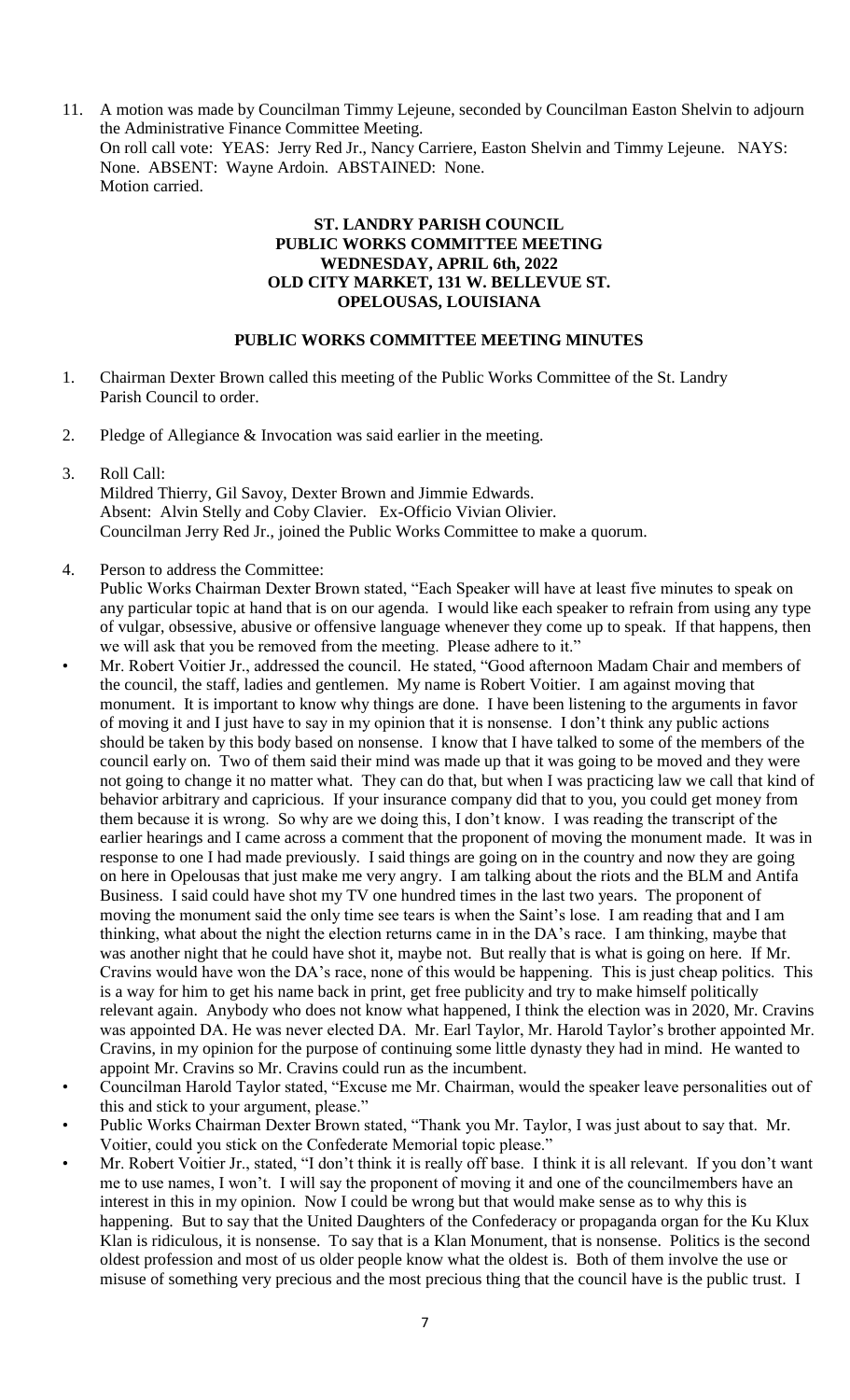11. A motion was made by Councilman Timmy Lejeune, seconded by Councilman Easton Shelvin to adjourn the Administrative Finance Committee Meeting.
    On roll call vote: YEAS: Jerry Red Jr., Nancy Carriere, Easton Shelvin and Timmy Lejeune. NAYS: None. ABSENT: Wayne Ardoin. ABSTAINED: None.
    Motion carried.

**ST. LANDRY PARISH COUNCIL**
**PUBLIC WORKS COMMITTEE MEETING**
**WEDNESDAY, APRIL 6th, 2022**
**OLD CITY MARKET, 131 W. BELLEVUE ST.**
**OPELOUSAS, LOUISIANA**

**PUBLIC WORKS COMMITTEE MEETING MINUTES**

1. Chairman Dexter Brown called this meeting of the Public Works Committee of the St. Landry Parish Council to order.

2. Pledge of Allegiance & Invocation was said earlier in the meeting.

3. Roll Call:
   Mildred Thierry, Gil Savoy, Dexter Brown and Jimmie Edwards.
   Absent: Alvin Stelly and Coby Clavier. Ex-Officio Vivian Olivier.
   Councilman Jerry Red Jr., joined the Public Works Committee to make a quorum.

4. Person to address the Committee:
   Public Works Chairman Dexter Brown stated, "Each Speaker will have at least five minutes to speak on any particular topic at hand that is on our agenda. I would like each speaker to refrain from using any type of vulgar, obsessive, abusive or offensive language whenever they come up to speak. If that happens, then we will ask that you be removed from the meeting. Please adhere to it."

- Mr. Robert Voitier Jr., addressed the council. He stated, "Good afternoon Madam Chair and members of the council, the staff, ladies and gentlemen. My name is Robert Voitier. I am against moving that monument. It is important to know why things are done. I have been listening to the arguments in favor of moving it and I just have to say in my opinion that it is nonsense. I don't think any public actions should be taken by this body based on nonsense. I know that I have talked to some of the members of the council early on. Two of them said their mind was made up that it was going to be moved and they were not going to change it no matter what. They can do that, but when I was practicing law we call that kind of behavior arbitrary and capricious. If your insurance company did that to you, you could get money from them because it is wrong. So why are we doing this, I don't know. I was reading the transcript of the earlier hearings and I came across a comment that the proponent of moving the monument made. It was in response to one I had made previously. I said things are going on in the country and now they are going on here in Opelousas that just make me very angry. I am talking about the riots and the BLM and Antifa Business. I said could have shot my TV one hundred times in the last two years. The proponent of moving the monument said the only time see tears is when the Saint's lose. I am reading that and I am thinking, what about the night the election returns came in in the DA's race. I am thinking, maybe that was another night that he could have shot it, maybe not. But really that is what is going on here. If Mr. Cravins would have won the DA's race, none of this would be happening. This is just cheap politics. This is a way for him to get his name back in print, get free publicity and try to make himself politically relevant again. Anybody who does not know what happened, I think the election was in 2020, Mr. Cravins was appointed DA. He was never elected DA. Mr. Earl Taylor, Mr. Harold Taylor's brother appointed Mr. Cravins, in my opinion for the purpose of continuing some little dynasty they had in mind. He wanted to appoint Mr. Cravins so Mr. Cravins could run as the incumbent.
- Councilman Harold Taylor stated, "Excuse me Mr. Chairman, would the speaker leave personalities out of this and stick to your argument, please."
- Public Works Chairman Dexter Brown stated, "Thank you Mr. Taylor, I was just about to say that. Mr. Voitier, could you stick on the Confederate Memorial topic please."
- Mr. Robert Voitier Jr., stated, "I don't think it is really off base. I think it is all relevant. If you don't want me to use names, I won't. I will say the proponent of moving it and one of the councilmembers have an interest in this in my opinion. Now I could be wrong but that would make sense as to why this is happening. But to say that the United Daughters of the Confederacy or propaganda organ for the Ku Klux Klan is ridiculous, it is nonsense. To say that is a Klan Monument, that is nonsense. Politics is the second oldest profession and most of us older people know what the oldest is. Both of them involve the use or misuse of something very precious and the most precious thing that the council have is the public trust. I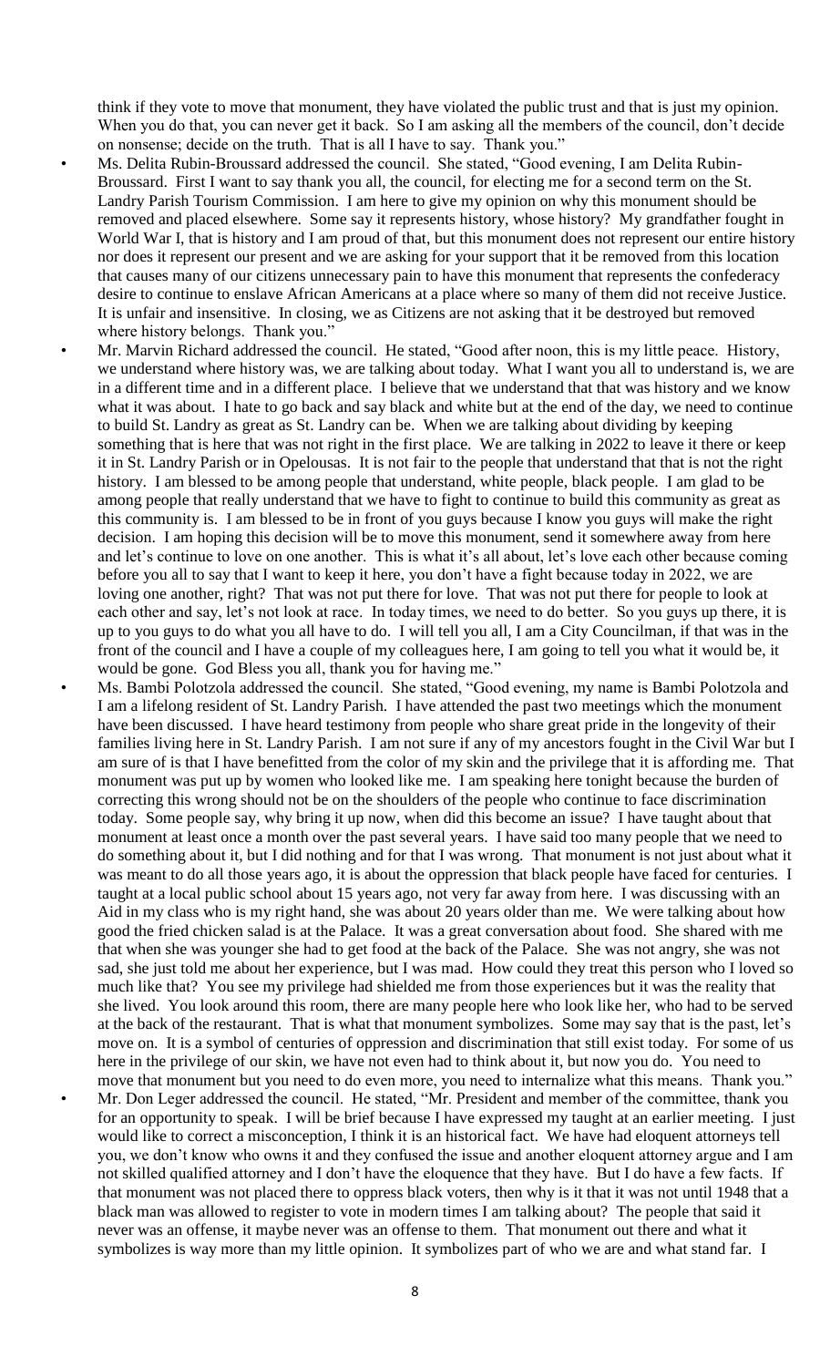think if they vote to move that monument, they have violated the public trust and that is just my opinion. When you do that, you can never get it back. So I am asking all the members of the council, don't decide on nonsense; decide on the truth. That is all I have to say. Thank you."

- Ms. Delita Rubin-Broussard addressed the council. She stated, "Good evening, I am Delita Rubin-Broussard. First I want to say thank you all, the council, for electing me for a second term on the St. Landry Parish Tourism Commission. I am here to give my opinion on why this monument should be removed and placed elsewhere. Some say it represents history, whose history? My grandfather fought in World War I, that is history and I am proud of that, but this monument does not represent our entire history nor does it represent our present and we are asking for your support that it be removed from this location that causes many of our citizens unnecessary pain to have this monument that represents the confederacy desire to continue to enslave African Americans at a place where so many of them did not receive Justice. It is unfair and insensitive. In closing, we as Citizens are not asking that it be destroyed but removed where history belongs. Thank you."
- Mr. Marvin Richard addressed the council. He stated, "Good after noon, this is my little peace. History, we understand where history was, we are talking about today. What I want you all to understand is, we are in a different time and in a different place. I believe that we understand that that was history and we know what it was about. I hate to go back and say black and white but at the end of the day, we need to continue to build St. Landry as great as St. Landry can be. When we are talking about dividing by keeping something that is here that was not right in the first place. We are talking in 2022 to leave it there or keep it in St. Landry Parish or in Opelousas. It is not fair to the people that understand that that is not the right history. I am blessed to be among people that understand, white people, black people. I am glad to be among people that really understand that we have to fight to continue to build this community as great as this community is. I am blessed to be in front of you guys because I know you guys will make the right decision. I am hoping this decision will be to move this monument, send it somewhere away from here and let's continue to love on one another. This is what it's all about, let's love each other because coming before you all to say that I want to keep it here, you don't have a fight because today in 2022, we are loving one another, right? That was not put there for love. That was not put there for people to look at each other and say, let's not look at race. In today times, we need to do better. So you guys up there, it is up to you guys to do what you all have to do. I will tell you all, I am a City Councilman, if that was in the front of the council and I have a couple of my colleagues here, I am going to tell you what it would be, it would be gone. God Bless you all, thank you for having me."
- Ms. Bambi Polotzola addressed the council. She stated, "Good evening, my name is Bambi Polotzola and I am a lifelong resident of St. Landry Parish. I have attended the past two meetings which the monument have been discussed. I have heard testimony from people who share great pride in the longevity of their families living here in St. Landry Parish. I am not sure if any of my ancestors fought in the Civil War but I am sure of is that I have benefitted from the color of my skin and the privilege that it is affording me. That monument was put up by women who looked like me. I am speaking here tonight because the burden of correcting this wrong should not be on the shoulders of the people who continue to face discrimination today. Some people say, why bring it up now, when did this become an issue? I have taught about that monument at least once a month over the past several years. I have said too many people that we need to do something about it, but I did nothing and for that I was wrong. That monument is not just about what it was meant to do all those years ago, it is about the oppression that black people have faced for centuries. I taught at a local public school about 15 years ago, not very far away from here. I was discussing with an Aid in my class who is my right hand, she was about 20 years older than me. We were talking about how good the fried chicken salad is at the Palace. It was a great conversation about food. She shared with me that when she was younger she had to get food at the back of the Palace. She was not angry, she was not sad, she just told me about her experience, but I was mad. How could they treat this person who I loved so much like that? You see my privilege had shielded me from those experiences but it was the reality that she lived. You look around this room, there are many people here who look like her, who had to be served at the back of the restaurant. That is what that monument symbolizes. Some may say that is the past, let's move on. It is a symbol of centuries of oppression and discrimination that still exist today. For some of us here in the privilege of our skin, we have not even had to think about it, but now you do. You need to move that monument but you need to do even more, you need to internalize what this means. Thank you."
- Mr. Don Leger addressed the council. He stated, "Mr. President and member of the committee, thank you for an opportunity to speak. I will be brief because I have expressed my taught at an earlier meeting. I just would like to correct a misconception, I think it is an historical fact. We have had eloquent attorneys tell you, we don't know who owns it and they confused the issue and another eloquent attorney argue and I am not skilled qualified attorney and I don't have the eloquence that they have. But I do have a few facts. If that monument was not placed there to oppress black voters, then why is it that it was not until 1948 that a black man was allowed to register to vote in modern times I am talking about? The people that said it never was an offense, it maybe never was an offense to them. That monument out there and what it symbolizes is way more than my little opinion. It symbolizes part of who we are and what stand far. I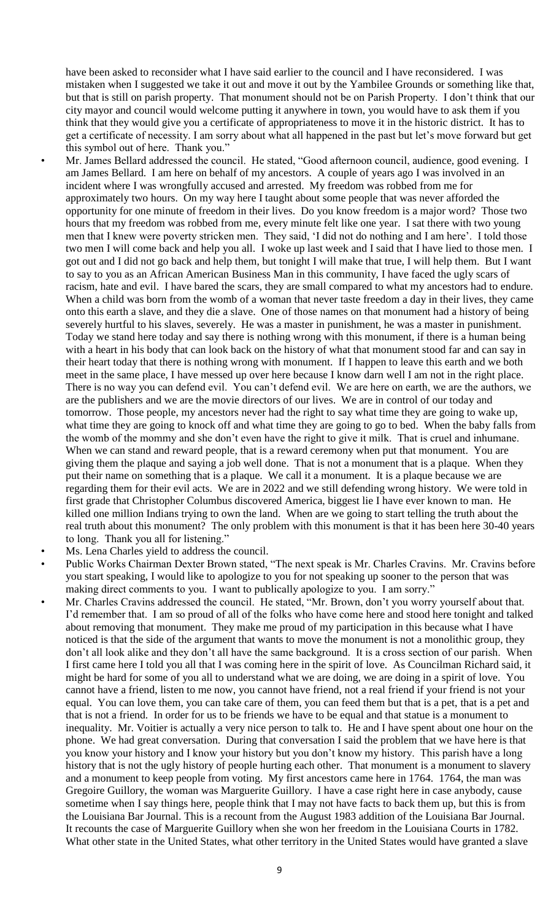have been asked to reconsider what I have said earlier to the council and I have reconsidered. I was mistaken when I suggested we take it out and move it out by the Yambilee Grounds or something like that, but that is still on parish property. That monument should not be on Parish Property. I don't think that our city mayor and council would welcome putting it anywhere in town, you would have to ask them if you think that they would give you a certificate of appropriateness to move it in the historic district. It has to get a certificate of necessity. I am sorry about what all happened in the past but let's move forward but get this symbol out of here. Thank you."

- Mr. James Bellard addressed the council. He stated, "Good afternoon council, audience, good evening. I am James Bellard. I am here on behalf of my ancestors. A couple of years ago I was involved in an incident where I was wrongfully accused and arrested. My freedom was robbed from me for approximately two hours. On my way here I taught about some people that was never afforded the opportunity for one minute of freedom in their lives. Do you know freedom is a major word? Those two hours that my freedom was robbed from me, every minute felt like one year. I sat there with two young men that I knew were poverty stricken men. They said, 'I did not do nothing and I am here'. I told those two men I will come back and help you all. I woke up last week and I said that I have lied to those men. I got out and I did not go back and help them, but tonight I will make that true, I will help them. But I want to say to you as an African American Business Man in this community, I have faced the ugly scars of racism, hate and evil. I have bared the scars, they are small compared to what my ancestors had to endure. When a child was born from the womb of a woman that never taste freedom a day in their lives, they came onto this earth a slave, and they die a slave. One of those names on that monument had a history of being severely hurtful to his slaves, severely. He was a master in punishment, he was a master in punishment. Today we stand here today and say there is nothing wrong with this monument, if there is a human being with a heart in his body that can look back on the history of what that monument stood far and can say in their heart today that there is nothing wrong with monument. If I happen to leave this earth and we both meet in the same place, I have messed up over here because I know darn well I am not in the right place. There is no way you can defend evil. You can't defend evil. We are here on earth, we are the authors, we are the publishers and we are the movie directors of our lives. We are in control of our today and tomorrow. Those people, my ancestors never had the right to say what time they are going to wake up, what time they are going to knock off and what time they are going to go to bed. When the baby falls from the womb of the mommy and she don't even have the right to give it milk. That is cruel and inhumane. When we can stand and reward people, that is a reward ceremony when put that monument. You are giving them the plaque and saying a job well done. That is not a monument that is a plaque. When they put their name on something that is a plaque. We call it a monument. It is a plaque because we are regarding them for their evil acts. We are in 2022 and we still defending wrong history. We were told in first grade that Christopher Columbus discovered America, biggest lie I have ever known to man. He killed one million Indians trying to own the land. When are we going to start telling the truth about the real truth about this monument? The only problem with this monument is that it has been here 30-40 years to long. Thank you all for listening."
- Ms. Lena Charles yield to address the council.
- Public Works Chairman Dexter Brown stated, "The next speak is Mr. Charles Cravins. Mr. Cravins before you start speaking, I would like to apologize to you for not speaking up sooner to the person that was making direct comments to you. I want to publically apologize to you. I am sorry."
- Mr. Charles Cravins addressed the council. He stated, "Mr. Brown, don't you worry yourself about that. I'd remember that. I am so proud of all of the folks who have come here and stood here tonight and talked about removing that monument. They make me proud of my participation in this because what I have noticed is that the side of the argument that wants to move the monument is not a monolithic group, they don't all look alike and they don't all have the same background. It is a cross section of our parish. When I first came here I told you all that I was coming here in the spirit of love. As Councilman Richard said, it might be hard for some of you all to understand what we are doing, we are doing in a spirit of love. You cannot have a friend, listen to me now, you cannot have friend, not a real friend if your friend is not your equal. You can love them, you can take care of them, you can feed them but that is a pet, that is a pet and that is not a friend. In order for us to be friends we have to be equal and that statue is a monument to inequality. Mr. Voitier is actually a very nice person to talk to. He and I have spent about one hour on the phone. We had great conversation. During that conversation I said the problem that we have here is that you know your history and I know your history but you don't know my history. This parish have a long history that is not the ugly history of people hurting each other. That monument is a monument to slavery and a monument to keep people from voting. My first ancestors came here in 1764. 1764, the man was Gregoire Guillory, the woman was Marguerite Guillory. I have a case right here in case anybody, cause sometime when I say things here, people think that I may not have facts to back them up, but this is from the Louisiana Bar Journal. This is a recount from the August 1983 addition of the Louisiana Bar Journal. It recounts the case of Marguerite Guillory when she won her freedom in the Louisiana Courts in 1782. What other state in the United States, what other territory in the United States would have granted a slave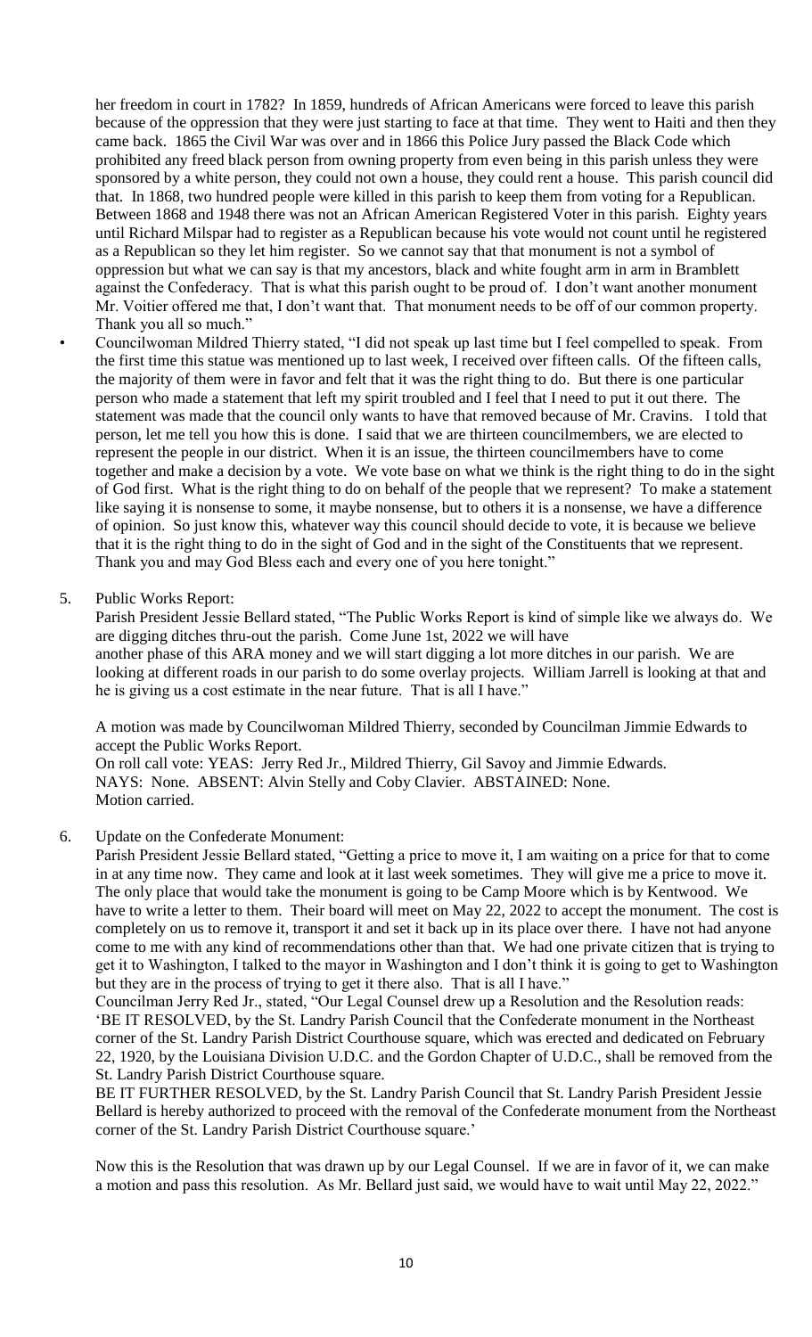her freedom in court in 1782? In 1859, hundreds of African Americans were forced to leave this parish because of the oppression that they were just starting to face at that time. They went to Haiti and then they came back. 1865 the Civil War was over and in 1866 this Police Jury passed the Black Code which prohibited any freed black person from owning property from even being in this parish unless they were sponsored by a white person, they could not own a house, they could rent a house. This parish council did that. In 1868, two hundred people were killed in this parish to keep them from voting for a Republican. Between 1868 and 1948 there was not an African American Registered Voter in this parish. Eighty years until Richard Milspar had to register as a Republican because his vote would not count until he registered as a Republican so they let him register. So we cannot say that that monument is not a symbol of oppression but what we can say is that my ancestors, black and white fought arm in arm in Bramblett against the Confederacy. That is what this parish ought to be proud of. I don't want another monument Mr. Voitier offered me that, I don't want that. That monument needs to be off of our common property. Thank you all so much."

- Councilwoman Mildred Thierry stated, "I did not speak up last time but I feel compelled to speak. From the first time this statue was mentioned up to last week, I received over fifteen calls. Of the fifteen calls, the majority of them were in favor and felt that it was the right thing to do. But there is one particular person who made a statement that left my spirit troubled and I feel that I need to put it out there. The statement was made that the council only wants to have that removed because of Mr. Cravins. I told that person, let me tell you how this is done. I said that we are thirteen councilmembers, we are elected to represent the people in our district. When it is an issue, the thirteen councilmembers have to come together and make a decision by a vote. We vote base on what we think is the right thing to do in the sight of God first. What is the right thing to do on behalf of the people that we represent? To make a statement like saying it is nonsense to some, it maybe nonsense, but to others it is a nonsense, we have a difference of opinion. So just know this, whatever way this council should decide to vote, it is because we believe that it is the right thing to do in the sight of God and in the sight of the Constituents that we represent. Thank you and may God Bless each and every one of you here tonight."

5. Public Works Report:

Parish President Jessie Bellard stated, "The Public Works Report is kind of simple like we always do. We are digging ditches thru-out the parish. Come June 1st, 2022 we will have another phase of this ARA money and we will start digging a lot more ditches in our parish. We are looking at different roads in our parish to do some overlay projects. William Jarrell is looking at that and he is giving us a cost estimate in the near future. That is all I have."

A motion was made by Councilwoman Mildred Thierry, seconded by Councilman Jimmie Edwards to accept the Public Works Report.
On roll call vote: YEAS: Jerry Red Jr., Mildred Thierry, Gil Savoy and Jimmie Edwards.
NAYS: None. ABSENT: Alvin Stelly and Coby Clavier. ABSTAINED: None.
Motion carried.

6. Update on the Confederate Monument:

Parish President Jessie Bellard stated, "Getting a price to move it, I am waiting on a price for that to come in at any time now. They came and look at it last week sometimes. They will give me a price to move it. The only place that would take the monument is going to be Camp Moore which is by Kentwood. We have to write a letter to them. Their board will meet on May 22, 2022 to accept the monument. The cost is completely on us to remove it, transport it and set it back up in its place over there. I have not had anyone come to me with any kind of recommendations other than that. We had one private citizen that is trying to get it to Washington, I talked to the mayor in Washington and I don't think it is going to get to Washington but they are in the process of trying to get it there also. That is all I have."

Councilman Jerry Red Jr., stated, "Our Legal Counsel drew up a Resolution and the Resolution reads: 'BE IT RESOLVED, by the St. Landry Parish Council that the Confederate monument in the Northeast corner of the St. Landry Parish District Courthouse square, which was erected and dedicated on February 22, 1920, by the Louisiana Division U.D.C. and the Gordon Chapter of U.D.C., shall be removed from the St. Landry Parish District Courthouse square.
BE IT FURTHER RESOLVED, by the St. Landry Parish Council that St. Landry Parish President Jessie Bellard is hereby authorized to proceed with the removal of the Confederate monument from the Northeast corner of the St. Landry Parish District Courthouse square.'

Now this is the Resolution that was drawn up by our Legal Counsel. If we are in favor of it, we can make a motion and pass this resolution. As Mr. Bellard just said, we would have to wait until May 22, 2022."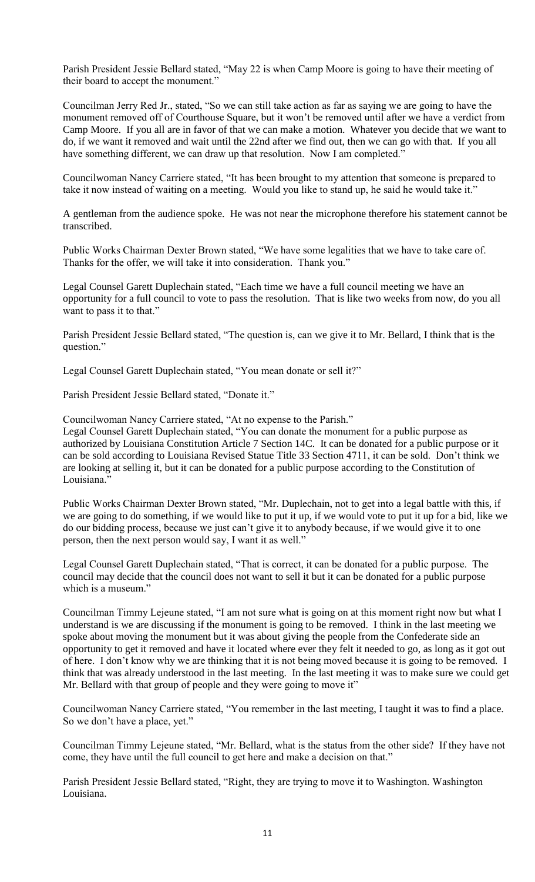Parish President Jessie Bellard stated, "May 22 is when Camp Moore is going to have their meeting of their board to accept the monument."

Councilman Jerry Red Jr., stated, "So we can still take action as far as saying we are going to have the monument removed off of Courthouse Square, but it won't be removed until after we have a verdict from Camp Moore. If you all are in favor of that we can make a motion. Whatever you decide that we want to do, if we want it removed and wait until the 22nd after we find out, then we can go with that. If you all have something different, we can draw up that resolution. Now I am completed."

Councilwoman Nancy Carriere stated, "It has been brought to my attention that someone is prepared to take it now instead of waiting on a meeting. Would you like to stand up, he said he would take it."

A gentleman from the audience spoke. He was not near the microphone therefore his statement cannot be transcribed.

Public Works Chairman Dexter Brown stated, "We have some legalities that we have to take care of. Thanks for the offer, we will take it into consideration. Thank you."

Legal Counsel Garett Duplechain stated, "Each time we have a full council meeting we have an opportunity for a full council to vote to pass the resolution. That is like two weeks from now, do you all want to pass it to that."

Parish President Jessie Bellard stated, "The question is, can we give it to Mr. Bellard, I think that is the question."

Legal Counsel Garett Duplechain stated, "You mean donate or sell it?"

Parish President Jessie Bellard stated, "Donate it."

Councilwoman Nancy Carriere stated, "At no expense to the Parish."

Legal Counsel Garett Duplechain stated, "You can donate the monument for a public purpose as authorized by Louisiana Constitution Article 7 Section 14C. It can be donated for a public purpose or it can be sold according to Louisiana Revised Statue Title 33 Section 4711, it can be sold. Don't think we are looking at selling it, but it can be donated for a public purpose according to the Constitution of Louisiana."

Public Works Chairman Dexter Brown stated, "Mr. Duplechain, not to get into a legal battle with this, if we are going to do something, if we would like to put it up, if we would vote to put it up for a bid, like we do our bidding process, because we just can't give it to anybody because, if we would give it to one person, then the next person would say, I want it as well."

Legal Counsel Garett Duplechain stated, "That is correct, it can be donated for a public purpose. The council may decide that the council does not want to sell it but it can be donated for a public purpose which is a museum."

Councilman Timmy Lejeune stated, "I am not sure what is going on at this moment right now but what I understand is we are discussing if the monument is going to be removed. I think in the last meeting we spoke about moving the monument but it was about giving the people from the Confederate side an opportunity to get it removed and have it located where ever they felt it needed to go, as long as it got out of here. I don't know why we are thinking that it is not being moved because it is going to be removed. I think that was already understood in the last meeting. In the last meeting it was to make sure we could get Mr. Bellard with that group of people and they were going to move it"

Councilwoman Nancy Carriere stated, "You remember in the last meeting, I taught it was to find a place. So we don't have a place, yet."

Councilman Timmy Lejeune stated, "Mr. Bellard, what is the status from the other side? If they have not come, they have until the full council to get here and make a decision on that."

Parish President Jessie Bellard stated, "Right, they are trying to move it to Washington. Washington Louisiana.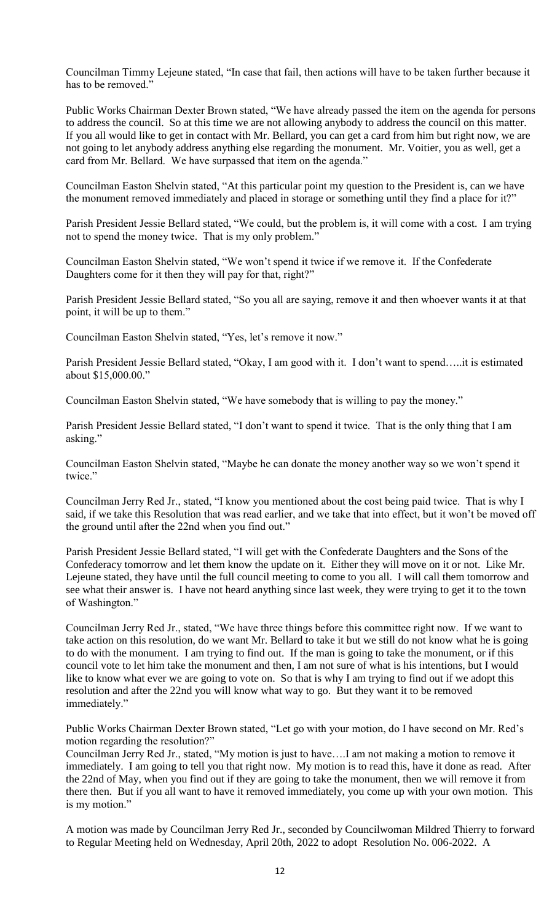Councilman Timmy Lejeune stated, "In case that fail, then actions will have to be taken further because it has to be removed."

Public Works Chairman Dexter Brown stated, "We have already passed the item on the agenda for persons to address the council. So at this time we are not allowing anybody to address the council on this matter. If you all would like to get in contact with Mr. Bellard, you can get a card from him but right now, we are not going to let anybody address anything else regarding the monument. Mr. Voitier, you as well, get a card from Mr. Bellard. We have surpassed that item on the agenda."

Councilman Easton Shelvin stated, "At this particular point my question to the President is, can we have the monument removed immediately and placed in storage or something until they find a place for it?"

Parish President Jessie Bellard stated, "We could, but the problem is, it will come with a cost. I am trying not to spend the money twice. That is my only problem."

Councilman Easton Shelvin stated, "We won't spend it twice if we remove it. If the Confederate Daughters come for it then they will pay for that, right?"

Parish President Jessie Bellard stated, "So you all are saying, remove it and then whoever wants it at that point, it will be up to them."

Councilman Easton Shelvin stated, "Yes, let's remove it now."

Parish President Jessie Bellard stated, "Okay, I am good with it. I don't want to spend…..it is estimated about $15,000.00."

Councilman Easton Shelvin stated, "We have somebody that is willing to pay the money."

Parish President Jessie Bellard stated, "I don't want to spend it twice. That is the only thing that I am asking."

Councilman Easton Shelvin stated, "Maybe he can donate the money another way so we won't spend it twice."

Councilman Jerry Red Jr., stated, "I know you mentioned about the cost being paid twice. That is why I said, if we take this Resolution that was read earlier, and we take that into effect, but it won't be moved off the ground until after the 22nd when you find out."

Parish President Jessie Bellard stated, "I will get with the Confederate Daughters and the Sons of the Confederacy tomorrow and let them know the update on it. Either they will move on it or not. Like Mr. Lejeune stated, they have until the full council meeting to come to you all. I will call them tomorrow and see what their answer is. I have not heard anything since last week, they were trying to get it to the town of Washington."

Councilman Jerry Red Jr., stated, "We have three things before this committee right now. If we want to take action on this resolution, do we want Mr. Bellard to take it but we still do not know what he is going to do with the monument. I am trying to find out. If the man is going to take the monument, or if this council vote to let him take the monument and then, I am not sure of what is his intentions, but I would like to know what ever we are going to vote on. So that is why I am trying to find out if we adopt this resolution and after the 22nd you will know what way to go. But they want it to be removed immediately."

Public Works Chairman Dexter Brown stated, "Let go with your motion, do I have second on Mr. Red's motion regarding the resolution?"

Councilman Jerry Red Jr., stated, "My motion is just to have….I am not making a motion to remove it immediately. I am going to tell you that right now. My motion is to read this, have it done as read. After the 22nd of May, when you find out if they are going to take the monument, then we will remove it from there then. But if you all want to have it removed immediately, you come up with your own motion. This is my motion."

A motion was made by Councilman Jerry Red Jr., seconded by Councilwoman Mildred Thierry to forward to Regular Meeting held on Wednesday, April 20th, 2022 to adopt Resolution No. 006-2022. A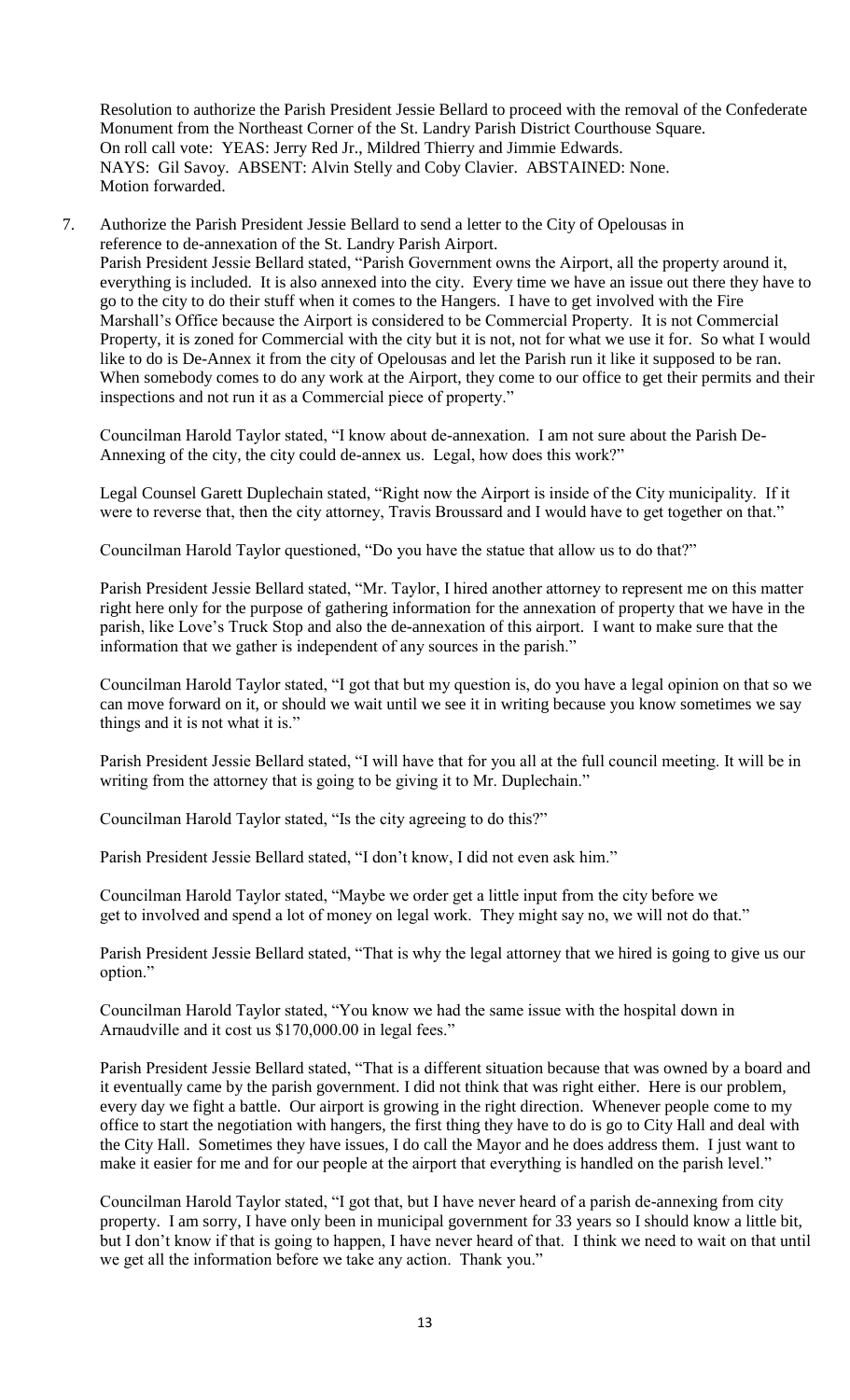Resolution to authorize the Parish President Jessie Bellard to proceed with the removal of the Confederate Monument from the Northeast Corner of the St. Landry Parish District Courthouse Square.
On roll call vote: YEAS: Jerry Red Jr., Mildred Thierry and Jimmie Edwards.
NAYS: Gil Savoy. ABSENT: Alvin Stelly and Coby Clavier. ABSTAINED: None.
Motion forwarded.

7. Authorize the Parish President Jessie Bellard to send a letter to the City of Opelousas in reference to de-annexation of the St. Landry Parish Airport.
Parish President Jessie Bellard stated, "Parish Government owns the Airport, all the property around it, everything is included. It is also annexed into the city. Every time we have an issue out there they have to go to the city to do their stuff when it comes to the Hangers. I have to get involved with the Fire Marshall's Office because the Airport is considered to be Commercial Property. It is not Commercial Property, it is zoned for Commercial with the city but it is not, not for what we use it for. So what I would like to do is De-Annex it from the city of Opelousas and let the Parish run it like it supposed to be ran. When somebody comes to do any work at the Airport, they come to our office to get their permits and their inspections and not run it as a Commercial piece of property."

   Councilman Harold Taylor stated, "I know about de-annexation. I am not sure about the Parish De-Annexing of the city, the city could de-annex us. Legal, how does this work?"

   Legal Counsel Garett Duplechain stated, "Right now the Airport is inside of the City municipality. If it were to reverse that, then the city attorney, Travis Broussard and I would have to get together on that."

   Councilman Harold Taylor questioned, "Do you have the statue that allow us to do that?"

   Parish President Jessie Bellard stated, "Mr. Taylor, I hired another attorney to represent me on this matter right here only for the purpose of gathering information for the annexation of property that we have in the parish, like Love's Truck Stop and also the de-annexation of this airport. I want to make sure that the information that we gather is independent of any sources in the parish."

   Councilman Harold Taylor stated, "I got that but my question is, do you have a legal opinion on that so we can move forward on it, or should we wait until we see it in writing because you know sometimes we say things and it is not what it is."

   Parish President Jessie Bellard stated, "I will have that for you all at the full council meeting. It will be in writing from the attorney that is going to be giving it to Mr. Duplechain."

   Councilman Harold Taylor stated, "Is the city agreeing to do this?"

   Parish President Jessie Bellard stated, "I don't know, I did not even ask him."

   Councilman Harold Taylor stated, "Maybe we order get a little input from the city before we get to involved and spend a lot of money on legal work. They might say no, we will not do that."

   Parish President Jessie Bellard stated, "That is why the legal attorney that we hired is going to give us our option."

   Councilman Harold Taylor stated, "You know we had the same issue with the hospital down in Arnaudville and it cost us $170,000.00 in legal fees."

   Parish President Jessie Bellard stated, "That is a different situation because that was owned by a board and it eventually came by the parish government. I did not think that was right either. Here is our problem, every day we fight a battle. Our airport is growing in the right direction. Whenever people come to my office to start the negotiation with hangers, the first thing they have to do is go to City Hall and deal with the City Hall. Sometimes they have issues, I do call the Mayor and he does address them. I just want to make it easier for me and for our people at the airport that everything is handled on the parish level."

   Councilman Harold Taylor stated, "I got that, but I have never heard of a parish de-annexing from city property. I am sorry, I have only been in municipal government for 33 years so I should know a little bit, but I don't know if that is going to happen, I have never heard of that. I think we need to wait on that until we get all the information before we take any action. Thank you."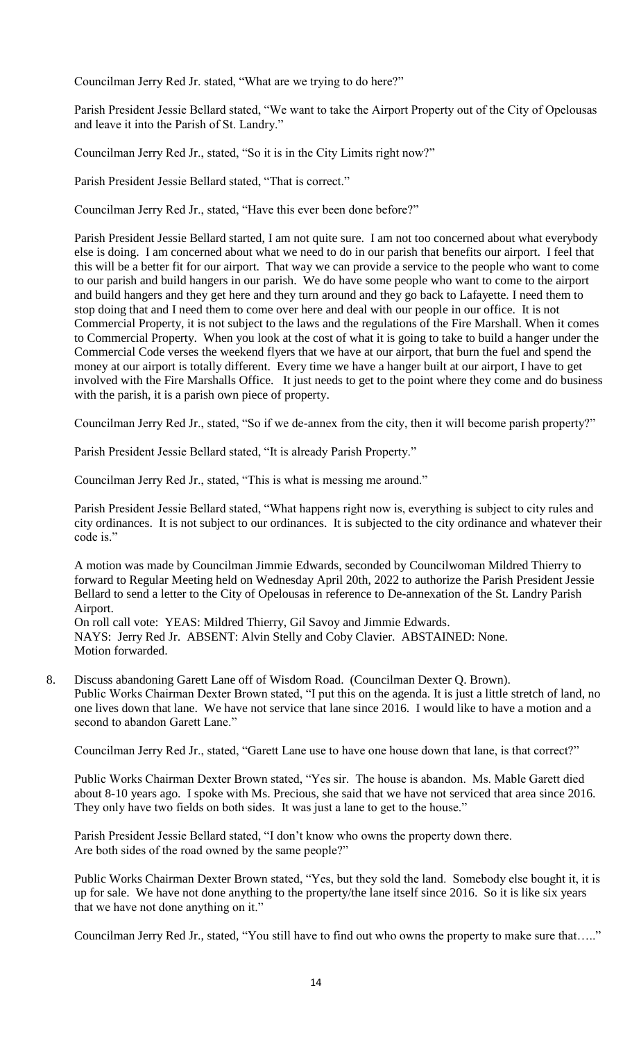Councilman Jerry Red Jr. stated, "What are we trying to do here?"

Parish President Jessie Bellard stated, "We want to take the Airport Property out of the City of Opelousas and leave it into the Parish of St. Landry."

Councilman Jerry Red Jr., stated, "So it is in the City Limits right now?"

Parish President Jessie Bellard stated, "That is correct."

Councilman Jerry Red Jr., stated, "Have this ever been done before?"

Parish President Jessie Bellard started, I am not quite sure. I am not too concerned about what everybody else is doing. I am concerned about what we need to do in our parish that benefits our airport. I feel that this will be a better fit for our airport. That way we can provide a service to the people who want to come to our parish and build hangers in our parish. We do have some people who want to come to the airport and build hangers and they get here and they turn around and they go back to Lafayette. I need them to stop doing that and I need them to come over here and deal with our people in our office. It is not Commercial Property, it is not subject to the laws and the regulations of the Fire Marshall. When it comes to Commercial Property. When you look at the cost of what it is going to take to build a hanger under the Commercial Code verses the weekend flyers that we have at our airport, that burn the fuel and spend the money at our airport is totally different. Every time we have a hanger built at our airport, I have to get involved with the Fire Marshalls Office. It just needs to get to the point where they come and do business with the parish, it is a parish own piece of property.

Councilman Jerry Red Jr., stated, "So if we de-annex from the city, then it will become parish property?"

Parish President Jessie Bellard stated, "It is already Parish Property."

Councilman Jerry Red Jr., stated, "This is what is messing me around."

Parish President Jessie Bellard stated, "What happens right now is, everything is subject to city rules and city ordinances. It is not subject to our ordinances. It is subjected to the city ordinance and whatever their code is."

A motion was made by Councilman Jimmie Edwards, seconded by Councilwoman Mildred Thierry to forward to Regular Meeting held on Wednesday April 20th, 2022 to authorize the Parish President Jessie Bellard to send a letter to the City of Opelousas in reference to De-annexation of the St. Landry Parish Airport.
On roll call vote: YEAS: Mildred Thierry, Gil Savoy and Jimmie Edwards.
NAYS: Jerry Red Jr. ABSENT: Alvin Stelly and Coby Clavier. ABSTAINED: None.
Motion forwarded.

8. Discuss abandoning Garett Lane off of Wisdom Road. (Councilman Dexter Q. Brown).
Public Works Chairman Dexter Brown stated, "I put this on the agenda. It is just a little stretch of land, no one lives down that lane. We have not service that lane since 2016. I would like to have a motion and a second to abandon Garett Lane."

Councilman Jerry Red Jr., stated, "Garett Lane use to have one house down that lane, is that correct?"

Public Works Chairman Dexter Brown stated, "Yes sir. The house is abandon. Ms. Mable Garett died about 8-10 years ago. I spoke with Ms. Precious, she said that we have not serviced that area since 2016. They only have two fields on both sides. It was just a lane to get to the house."

Parish President Jessie Bellard stated, "I don't know who owns the property down there.
Are both sides of the road owned by the same people?"

Public Works Chairman Dexter Brown stated, "Yes, but they sold the land. Somebody else bought it, it is up for sale. We have not done anything to the property/the lane itself since 2016. So it is like six years that we have not done anything on it."

Councilman Jerry Red Jr., stated, "You still have to find out who owns the property to make sure that….."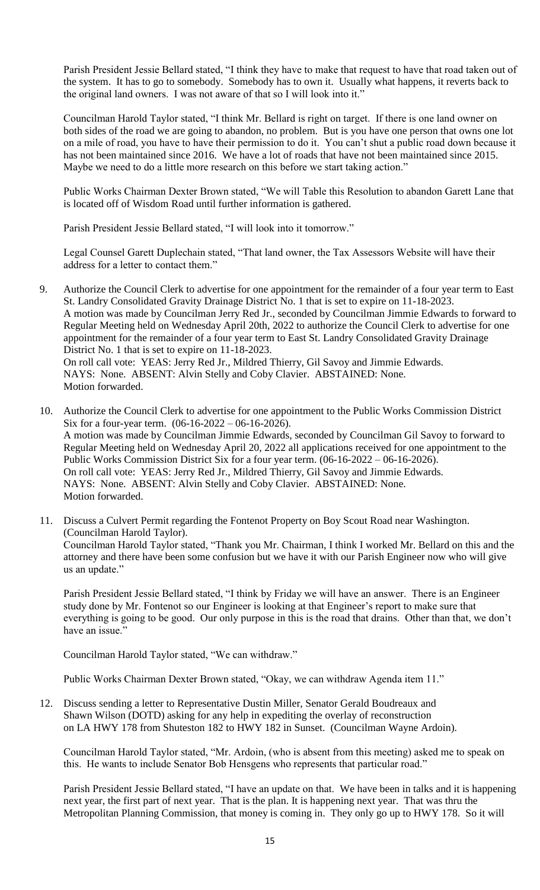Parish President Jessie Bellard stated, "I think they have to make that request to have that road taken out of the system. It has to go to somebody. Somebody has to own it. Usually what happens, it reverts back to the original land owners. I was not aware of that so I will look into it."

Councilman Harold Taylor stated, "I think Mr. Bellard is right on target. If there is one land owner on both sides of the road we are going to abandon, no problem. But is you have one person that owns one lot on a mile of road, you have to have their permission to do it. You can't shut a public road down because it has not been maintained since 2016. We have a lot of roads that have not been maintained since 2015. Maybe we need to do a little more research on this before we start taking action."

Public Works Chairman Dexter Brown stated, "We will Table this Resolution to abandon Garett Lane that is located off of Wisdom Road until further information is gathered.

Parish President Jessie Bellard stated, "I will look into it tomorrow."

Legal Counsel Garett Duplechain stated, "That land owner, the Tax Assessors Website will have their address for a letter to contact them."

9. Authorize the Council Clerk to advertise for one appointment for the remainder of a four year term to East St. Landry Consolidated Gravity Drainage District No. 1 that is set to expire on 11-18-2023.
   A motion was made by Councilman Jerry Red Jr., seconded by Councilman Jimmie Edwards to forward to Regular Meeting held on Wednesday April 20th, 2022 to authorize the Council Clerk to advertise for one appointment for the remainder of a four year term to East St. Landry Consolidated Gravity Drainage District No. 1 that is set to expire on 11-18-2023.
   On roll call vote: YEAS: Jerry Red Jr., Mildred Thierry, Gil Savoy and Jimmie Edwards.
   NAYS: None. ABSENT: Alvin Stelly and Coby Clavier. ABSTAINED: None.
   Motion forwarded.

10. Authorize the Council Clerk to advertise for one appointment to the Public Works Commission District Six for a four-year term. (06-16-2022 – 06-16-2026).
    A motion was made by Councilman Jimmie Edwards, seconded by Councilman Gil Savoy to forward to Regular Meeting held on Wednesday April 20, 2022 all applications received for one appointment to the Public Works Commission District Six for a four year term. (06-16-2022 – 06-16-2026).
    On roll call vote: YEAS: Jerry Red Jr., Mildred Thierry, Gil Savoy and Jimmie Edwards.
    NAYS: None. ABSENT: Alvin Stelly and Coby Clavier. ABSTAINED: None.
    Motion forwarded.

11. Discuss a Culvert Permit regarding the Fontenot Property on Boy Scout Road near Washington. (Councilman Harold Taylor).
    Councilman Harold Taylor stated, "Thank you Mr. Chairman, I think I worked Mr. Bellard on this and the attorney and there have been some confusion but we have it with our Parish Engineer now who will give us an update."

    Parish President Jessie Bellard stated, "I think by Friday we will have an answer. There is an Engineer study done by Mr. Fontenot so our Engineer is looking at that Engineer's report to make sure that everything is going to be good. Our only purpose in this is the road that drains. Other than that, we don't have an issue."

    Councilman Harold Taylor stated, "We can withdraw."

    Public Works Chairman Dexter Brown stated, "Okay, we can withdraw Agenda item 11."

12. Discuss sending a letter to Representative Dustin Miller, Senator Gerald Boudreaux and Shawn Wilson (DOTD) asking for any help in expediting the overlay of reconstruction on LA HWY 178 from Shuteston 182 to HWY 182 in Sunset. (Councilman Wayne Ardoin).

    Councilman Harold Taylor stated, "Mr. Ardoin, (who is absent from this meeting) asked me to speak on this. He wants to include Senator Bob Hensgens who represents that particular road."

    Parish President Jessie Bellard stated, "I have an update on that. We have been in talks and it is happening next year, the first part of next year. That is the plan. It is happening next year. That was thru the Metropolitan Planning Commission, that money is coming in. They only go up to HWY 178. So it will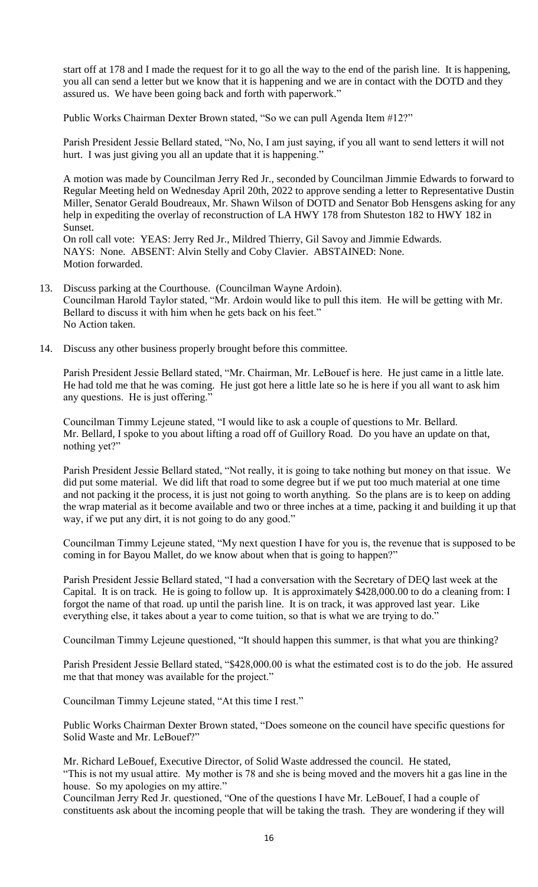start off at 178 and I made the request for it to go all the way to the end of the parish line. It is happening, you all can send a letter but we know that it is happening and we are in contact with the DOTD and they assured us. We have been going back and forth with paperwork."

Public Works Chairman Dexter Brown stated, "So we can pull Agenda Item #12?"

Parish President Jessie Bellard stated, "No, No, I am just saying, if you all want to send letters it will not hurt. I was just giving you all an update that it is happening."

A motion was made by Councilman Jerry Red Jr., seconded by Councilman Jimmie Edwards to forward to Regular Meeting held on Wednesday April 20th, 2022 to approve sending a letter to Representative Dustin Miller, Senator Gerald Boudreaux, Mr. Shawn Wilson of DOTD and Senator Bob Hensgens asking for any help in expediting the overlay of reconstruction of LA HWY 178 from Shuteston 182 to HWY 182 in Sunset.
On roll call vote: YEAS: Jerry Red Jr., Mildred Thierry, Gil Savoy and Jimmie Edwards.
NAYS: None. ABSENT: Alvin Stelly and Coby Clavier. ABSTAINED: None.
Motion forwarded.

13. Discuss parking at the Courthouse. (Councilman Wayne Ardoin).
    Councilman Harold Taylor stated, "Mr. Ardoin would like to pull this item. He will be getting with Mr. Bellard to discuss it with him when he gets back on his feet."
    No Action taken.

14. Discuss any other business properly brought before this committee.

Parish President Jessie Bellard stated, "Mr. Chairman, Mr. LeBouef is here. He just came in a little late. He had told me that he was coming. He just got here a little late so he is here if you all want to ask him any questions. He is just offering."

Councilman Timmy Lejeune stated, "I would like to ask a couple of questions to Mr. Bellard. Mr. Bellard, I spoke to you about lifting a road off of Guillory Road. Do you have an update on that, nothing yet?"

Parish President Jessie Bellard stated, "Not really, it is going to take nothing but money on that issue. We did put some material. We did lift that road to some degree but if we put too much material at one time and not packing it the process, it is just not going to worth anything. So the plans are is to keep on adding the wrap material as it become available and two or three inches at a time, packing it and building it up that way, if we put any dirt, it is not going to do any good."

Councilman Timmy Lejeune stated, "My next question I have for you is, the revenue that is supposed to be coming in for Bayou Mallet, do we know about when that is going to happen?"

Parish President Jessie Bellard stated, "I had a conversation with the Secretary of DEQ last week at the Capital. It is on track. He is going to follow up. It is approximately $428,000.00 to do a cleaning from: I forgot the name of that road. up until the parish line. It is on track, it was approved last year. Like everything else, it takes about a year to come tuition, so that is what we are trying to do."

Councilman Timmy Lejeune questioned, "It should happen this summer, is that what you are thinking?

Parish President Jessie Bellard stated, "$428,000.00 is what the estimated cost is to do the job. He assured me that that money was available for the project."

Councilman Timmy Lejeune stated, "At this time I rest."

Public Works Chairman Dexter Brown stated, "Does someone on the council have specific questions for Solid Waste and Mr. LeBouef?"

Mr. Richard LeBouef, Executive Director, of Solid Waste addressed the council. He stated, "This is not my usual attire. My mother is 78 and she is being moved and the movers hit a gas line in the house. So my apologies on my attire."
Councilman Jerry Red Jr. questioned, "One of the questions I have Mr. LeBouef, I had a couple of constituents ask about the incoming people that will be taking the trash. They are wondering if they will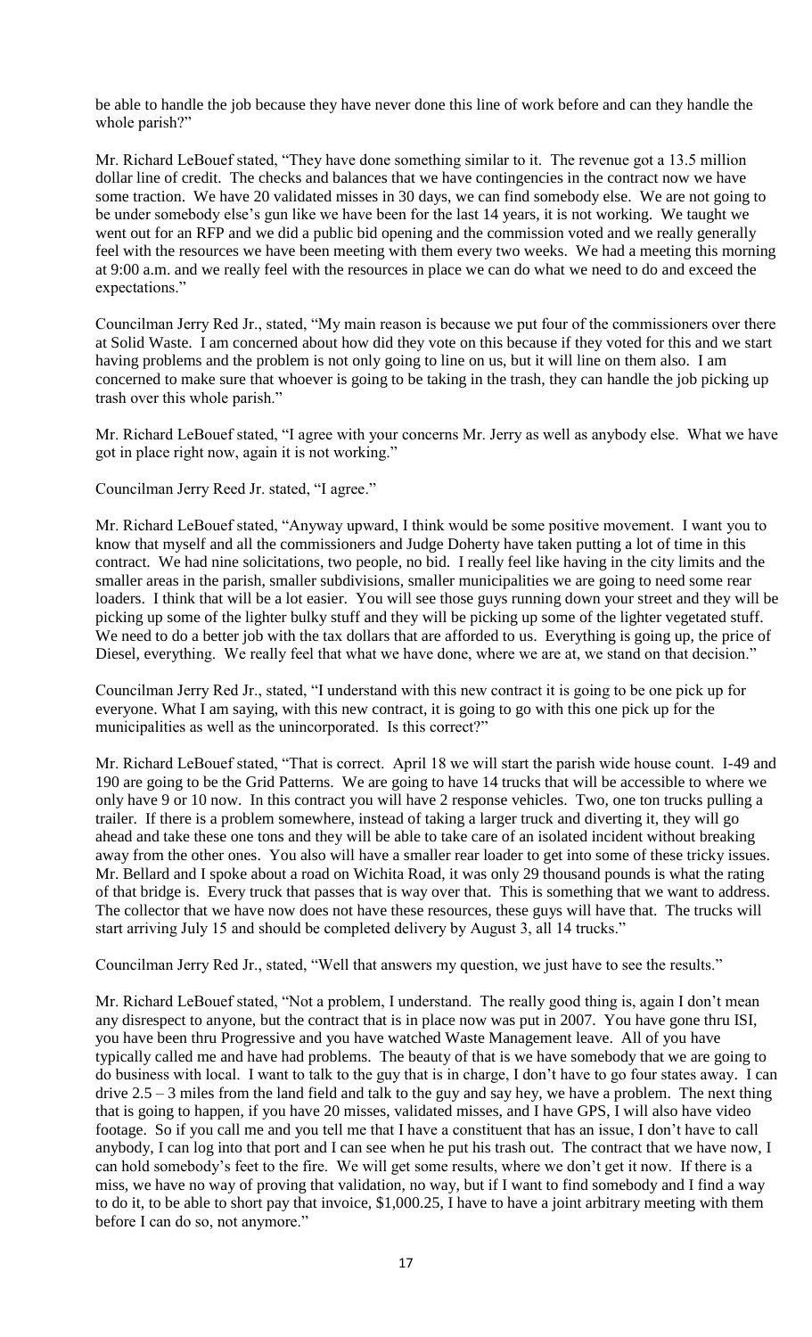be able to handle the job because they have never done this line of work before and can they handle the whole parish?"

Mr. Richard LeBouef stated, "They have done something similar to it. The revenue got a 13.5 million dollar line of credit. The checks and balances that we have contingencies in the contract now we have some traction. We have 20 validated misses in 30 days, we can find somebody else. We are not going to be under somebody else's gun like we have been for the last 14 years, it is not working. We taught we went out for an RFP and we did a public bid opening and the commission voted and we really generally feel with the resources we have been meeting with them every two weeks. We had a meeting this morning at 9:00 a.m. and we really feel with the resources in place we can do what we need to do and exceed the expectations."

Councilman Jerry Red Jr., stated, "My main reason is because we put four of the commissioners over there at Solid Waste. I am concerned about how did they vote on this because if they voted for this and we start having problems and the problem is not only going to line on us, but it will line on them also. I am concerned to make sure that whoever is going to be taking in the trash, they can handle the job picking up trash over this whole parish."

Mr. Richard LeBouef stated, "I agree with your concerns Mr. Jerry as well as anybody else. What we have got in place right now, again it is not working."

Councilman Jerry Reed Jr. stated, "I agree."

Mr. Richard LeBouef stated, "Anyway upward, I think would be some positive movement. I want you to know that myself and all the commissioners and Judge Doherty have taken putting a lot of time in this contract. We had nine solicitations, two people, no bid. I really feel like having in the city limits and the smaller areas in the parish, smaller subdivisions, smaller municipalities we are going to need some rear loaders. I think that will be a lot easier. You will see those guys running down your street and they will be picking up some of the lighter bulky stuff and they will be picking up some of the lighter vegetated stuff. We need to do a better job with the tax dollars that are afforded to us. Everything is going up, the price of Diesel, everything. We really feel that what we have done, where we are at, we stand on that decision."

Councilman Jerry Red Jr., stated, "I understand with this new contract it is going to be one pick up for everyone. What I am saying, with this new contract, it is going to go with this one pick up for the municipalities as well as the unincorporated. Is this correct?"

Mr. Richard LeBouef stated, "That is correct. April 18 we will start the parish wide house count. I-49 and 190 are going to be the Grid Patterns. We are going to have 14 trucks that will be accessible to where we only have 9 or 10 now. In this contract you will have 2 response vehicles. Two, one ton trucks pulling a trailer. If there is a problem somewhere, instead of taking a larger truck and diverting it, they will go ahead and take these one tons and they will be able to take care of an isolated incident without breaking away from the other ones. You also will have a smaller rear loader to get into some of these tricky issues. Mr. Bellard and I spoke about a road on Wichita Road, it was only 29 thousand pounds is what the rating of that bridge is. Every truck that passes that is way over that. This is something that we want to address. The collector that we have now does not have these resources, these guys will have that. The trucks will start arriving July 15 and should be completed delivery by August 3, all 14 trucks."

Councilman Jerry Red Jr., stated, "Well that answers my question, we just have to see the results."

Mr. Richard LeBouef stated, "Not a problem, I understand. The really good thing is, again I don't mean any disrespect to anyone, but the contract that is in place now was put in 2007. You have gone thru ISI, you have been thru Progressive and you have watched Waste Management leave. All of you have typically called me and have had problems. The beauty of that is we have somebody that we are going to do business with local. I want to talk to the guy that is in charge, I don't have to go four states away. I can drive 2.5 – 3 miles from the land field and talk to the guy and say hey, we have a problem. The next thing that is going to happen, if you have 20 misses, validated misses, and I have GPS, I will also have video footage. So if you call me and you tell me that I have a constituent that has an issue, I don't have to call anybody, I can log into that port and I can see when he put his trash out. The contract that we have now, I can hold somebody's feet to the fire. We will get some results, where we don't get it now. If there is a miss, we have no way of proving that validation, no way, but if I want to find somebody and I find a way to do it, to be able to short pay that invoice, $1,000.25, I have to have a joint arbitrary meeting with them before I can do so, not anymore."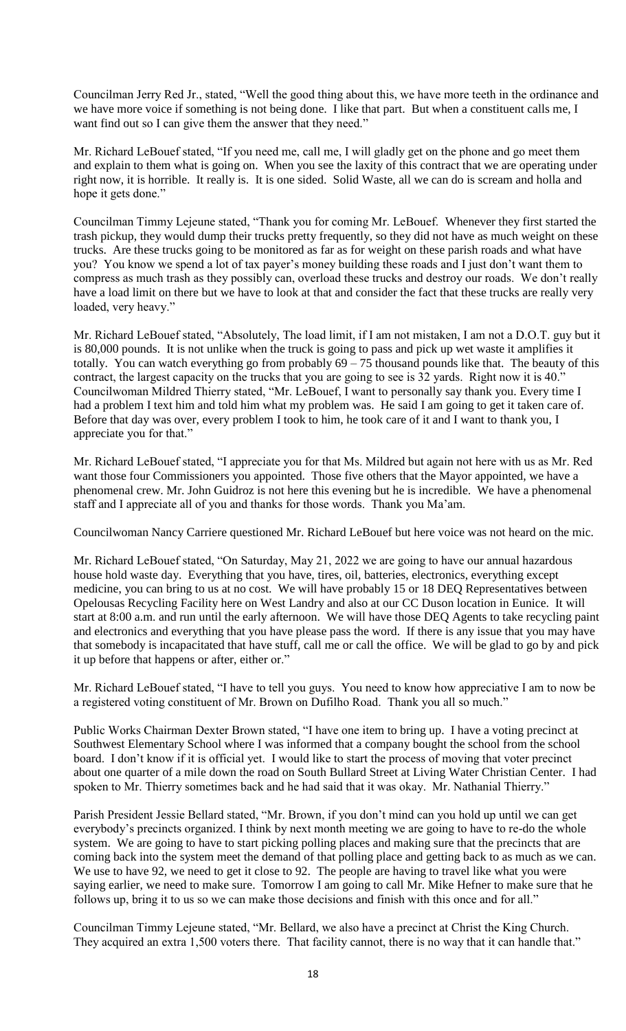Councilman Jerry Red Jr., stated, "Well the good thing about this, we have more teeth in the ordinance and we have more voice if something is not being done. I like that part. But when a constituent calls me, I want find out so I can give them the answer that they need."

Mr. Richard LeBouef stated, "If you need me, call me, I will gladly get on the phone and go meet them and explain to them what is going on. When you see the laxity of this contract that we are operating under right now, it is horrible. It really is. It is one sided. Solid Waste, all we can do is scream and holla and hope it gets done."

Councilman Timmy Lejeune stated, "Thank you for coming Mr. LeBouef. Whenever they first started the trash pickup, they would dump their trucks pretty frequently, so they did not have as much weight on these trucks. Are these trucks going to be monitored as far as for weight on these parish roads and what have you? You know we spend a lot of tax payer's money building these roads and I just don't want them to compress as much trash as they possibly can, overload these trucks and destroy our roads. We don't really have a load limit on there but we have to look at that and consider the fact that these trucks are really very loaded, very heavy."

Mr. Richard LeBouef stated, "Absolutely, The load limit, if I am not mistaken, I am not a D.O.T. guy but it is 80,000 pounds. It is not unlike when the truck is going to pass and pick up wet waste it amplifies it totally. You can watch everything go from probably 69 – 75 thousand pounds like that. The beauty of this contract, the largest capacity on the trucks that you are going to see is 32 yards. Right now it is 40."
Councilwoman Mildred Thierry stated, "Mr. LeBouef, I want to personally say thank you. Every time I had a problem I text him and told him what my problem was. He said I am going to get it taken care of. Before that day was over, every problem I took to him, he took care of it and I want to thank you, I appreciate you for that."

Mr. Richard LeBouef stated, "I appreciate you for that Ms. Mildred but again not here with us as Mr. Red want those four Commissioners you appointed. Those five others that the Mayor appointed, we have a phenomenal crew. Mr. John Guidroz is not here this evening but he is incredible. We have a phenomenal staff and I appreciate all of you and thanks for those words. Thank you Ma'am.

Councilwoman Nancy Carriere questioned Mr. Richard LeBouef but here voice was not heard on the mic.

Mr. Richard LeBouef stated, "On Saturday, May 21, 2022 we are going to have our annual hazardous house hold waste day. Everything that you have, tires, oil, batteries, electronics, everything except medicine, you can bring to us at no cost. We will have probably 15 or 18 DEQ Representatives between Opelousas Recycling Facility here on West Landry and also at our CC Duson location in Eunice. It will start at 8:00 a.m. and run until the early afternoon. We will have those DEQ Agents to take recycling paint and electronics and everything that you have please pass the word. If there is any issue that you may have that somebody is incapacitated that have stuff, call me or call the office. We will be glad to go by and pick it up before that happens or after, either or."

Mr. Richard LeBouef stated, "I have to tell you guys. You need to know how appreciative I am to now be a registered voting constituent of Mr. Brown on Dufilho Road. Thank you all so much."

Public Works Chairman Dexter Brown stated, "I have one item to bring up. I have a voting precinct at Southwest Elementary School where I was informed that a company bought the school from the school board. I don't know if it is official yet. I would like to start the process of moving that voter precinct about one quarter of a mile down the road on South Bullard Street at Living Water Christian Center. I had spoken to Mr. Thierry sometimes back and he had said that it was okay. Mr. Nathanial Thierry."

Parish President Jessie Bellard stated, "Mr. Brown, if you don't mind can you hold up until we can get everybody's precincts organized. I think by next month meeting we are going to have to re-do the whole system. We are going to have to start picking polling places and making sure that the precincts that are coming back into the system meet the demand of that polling place and getting back to as much as we can. We use to have 92, we need to get it close to 92. The people are having to travel like what you were saying earlier, we need to make sure. Tomorrow I am going to call Mr. Mike Hefner to make sure that he follows up, bring it to us so we can make those decisions and finish with this once and for all."

Councilman Timmy Lejeune stated, "Mr. Bellard, we also have a precinct at Christ the King Church. They acquired an extra 1,500 voters there. That facility cannot, there is no way that it can handle that."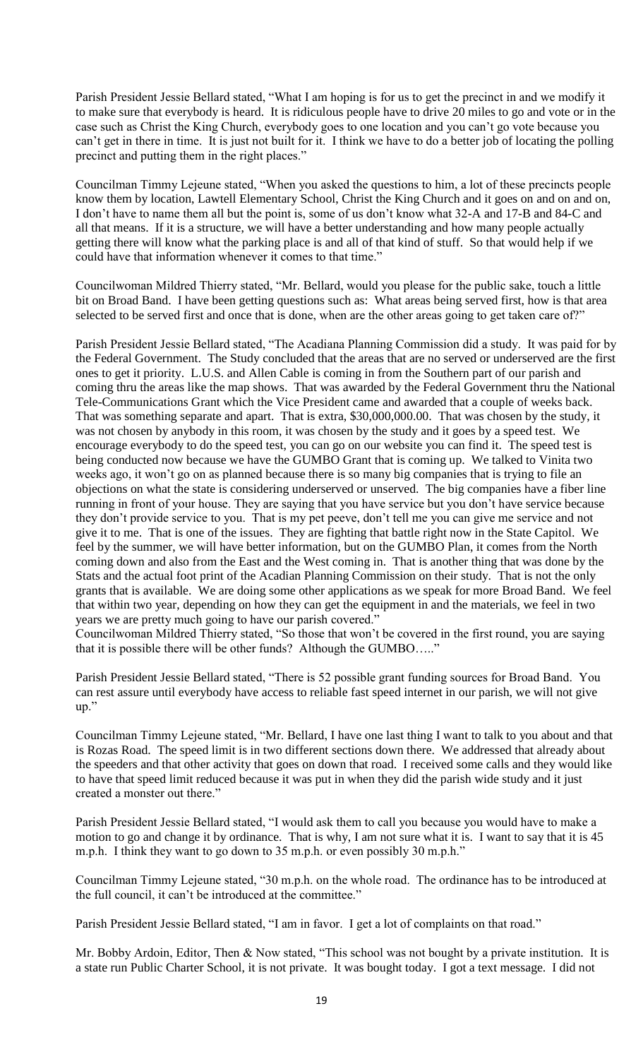Parish President Jessie Bellard stated, "What I am hoping is for us to get the precinct in and we modify it to make sure that everybody is heard. It is ridiculous people have to drive 20 miles to go and vote or in the case such as Christ the King Church, everybody goes to one location and you can't go vote because you can't get in there in time. It is just not built for it. I think we have to do a better job of locating the polling precinct and putting them in the right places."

Councilman Timmy Lejeune stated, "When you asked the questions to him, a lot of these precincts people know them by location, Lawtell Elementary School, Christ the King Church and it goes on and on and on, I don't have to name them all but the point is, some of us don't know what 32-A and 17-B and 84-C and all that means. If it is a structure, we will have a better understanding and how many people actually getting there will know what the parking place is and all of that kind of stuff. So that would help if we could have that information whenever it comes to that time."

Councilwoman Mildred Thierry stated, "Mr. Bellard, would you please for the public sake, touch a little bit on Broad Band. I have been getting questions such as: What areas being served first, how is that area selected to be served first and once that is done, when are the other areas going to get taken care of?"

Parish President Jessie Bellard stated, "The Acadiana Planning Commission did a study. It was paid for by the Federal Government. The Study concluded that the areas that are no served or underserved are the first ones to get it priority. L.U.S. and Allen Cable is coming in from the Southern part of our parish and coming thru the areas like the map shows. That was awarded by the Federal Government thru the National Tele-Communications Grant which the Vice President came and awarded that a couple of weeks back. That was something separate and apart. That is extra, $30,000,000.00. That was chosen by the study, it was not chosen by anybody in this room, it was chosen by the study and it goes by a speed test. We encourage everybody to do the speed test, you can go on our website you can find it. The speed test is being conducted now because we have the GUMBO Grant that is coming up. We talked to Vinita two weeks ago, it won't go on as planned because there is so many big companies that is trying to file an objections on what the state is considering underserved or unserved. The big companies have a fiber line running in front of your house. They are saying that you have service but you don't have service because they don't provide service to you. That is my pet peeve, don't tell me you can give me service and not give it to me. That is one of the issues. They are fighting that battle right now in the State Capitol. We feel by the summer, we will have better information, but on the GUMBO Plan, it comes from the North coming down and also from the East and the West coming in. That is another thing that was done by the Stats and the actual foot print of the Acadian Planning Commission on their study. That is not the only grants that is available. We are doing some other applications as we speak for more Broad Band. We feel that within two year, depending on how they can get the equipment in and the materials, we feel in two years we are pretty much going to have our parish covered."

Councilwoman Mildred Thierry stated, "So those that won't be covered in the first round, you are saying that it is possible there will be other funds? Although the GUMBO….."

Parish President Jessie Bellard stated, "There is 52 possible grant funding sources for Broad Band. You can rest assure until everybody have access to reliable fast speed internet in our parish, we will not give up."

Councilman Timmy Lejeune stated, "Mr. Bellard, I have one last thing I want to talk to you about and that is Rozas Road. The speed limit is in two different sections down there. We addressed that already about the speeders and that other activity that goes on down that road. I received some calls and they would like to have that speed limit reduced because it was put in when they did the parish wide study and it just created a monster out there."

Parish President Jessie Bellard stated, "I would ask them to call you because you would have to make a motion to go and change it by ordinance. That is why, I am not sure what it is. I want to say that it is 45 m.p.h. I think they want to go down to 35 m.p.h. or even possibly 30 m.p.h."

Councilman Timmy Lejeune stated, "30 m.p.h. on the whole road. The ordinance has to be introduced at the full council, it can't be introduced at the committee."

Parish President Jessie Bellard stated, "I am in favor. I get a lot of complaints on that road."

Mr. Bobby Ardoin, Editor, Then & Now stated, "This school was not bought by a private institution. It is a state run Public Charter School, it is not private. It was bought today. I got a text message. I did not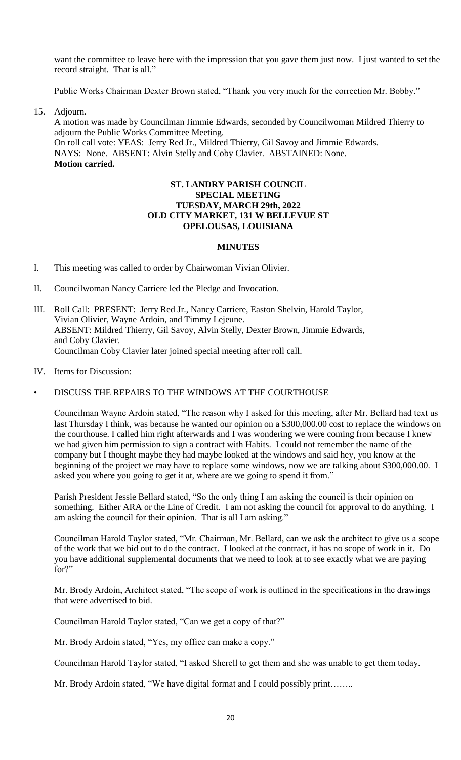want the committee to leave here with the impression that you gave them just now. I just wanted to set the record straight. That is all."

Public Works Chairman Dexter Brown stated, "Thank you very much for the correction Mr. Bobby."

15. Adjourn.
    A motion was made by Councilman Jimmie Edwards, seconded by Councilwoman Mildred Thierry to adjourn the Public Works Committee Meeting.
    On roll call vote: YEAS: Jerry Red Jr., Mildred Thierry, Gil Savoy and Jimmie Edwards.
    NAYS: None. ABSENT: Alvin Stelly and Coby Clavier. ABSTAINED: None.
    **Motion carried.**

**ST. LANDRY PARISH COUNCIL**
**SPECIAL MEETING**
**TUESDAY, MARCH 29th, 2022**
**OLD CITY MARKET, 131 W BELLEVUE ST**
**OPELOUSAS, LOUISIANA**

**MINUTES**

I. This meeting was called to order by Chairwoman Vivian Olivier.

II. Councilwoman Nancy Carriere led the Pledge and Invocation.

III. Roll Call: PRESENT: Jerry Red Jr., Nancy Carriere, Easton Shelvin, Harold Taylor, Vivian Olivier, Wayne Ardoin, and Timmy Lejeune.
    ABSENT: Mildred Thierry, Gil Savoy, Alvin Stelly, Dexter Brown, Jimmie Edwards, and Coby Clavier.
    Councilman Coby Clavier later joined special meeting after roll call.

IV. Items for Discussion:

• DISCUSS THE REPAIRS TO THE WINDOWS AT THE COURTHOUSE

Councilman Wayne Ardoin stated, "The reason why I asked for this meeting, after Mr. Bellard had text us last Thursday I think, was because he wanted our opinion on a $300,000.00 cost to replace the windows on the courthouse. I called him right afterwards and I was wondering we were coming from because I knew we had given him permission to sign a contract with Habits. I could not remember the name of the company but I thought maybe they had maybe looked at the windows and said hey, you know at the beginning of the project we may have to replace some windows, now we are talking about $300,000.00. I asked you where you going to get it at, where are we going to spend it from."

Parish President Jessie Bellard stated, "So the only thing I am asking the council is their opinion on something. Either ARA or the Line of Credit. I am not asking the council for approval to do anything. I am asking the council for their opinion. That is all I am asking."

Councilman Harold Taylor stated, "Mr. Chairman, Mr. Bellard, can we ask the architect to give us a scope of the work that we bid out to do the contract. I looked at the contract, it has no scope of work in it. Do you have additional supplemental documents that we need to look at to see exactly what we are paying for?"

Mr. Brody Ardoin, Architect stated, "The scope of work is outlined in the specifications in the drawings that were advertised to bid.

Councilman Harold Taylor stated, "Can we get a copy of that?"

Mr. Brody Ardoin stated, "Yes, my office can make a copy."

Councilman Harold Taylor stated, "I asked Sherell to get them and she was unable to get them today.

Mr. Brody Ardoin stated, "We have digital format and I could possibly print……..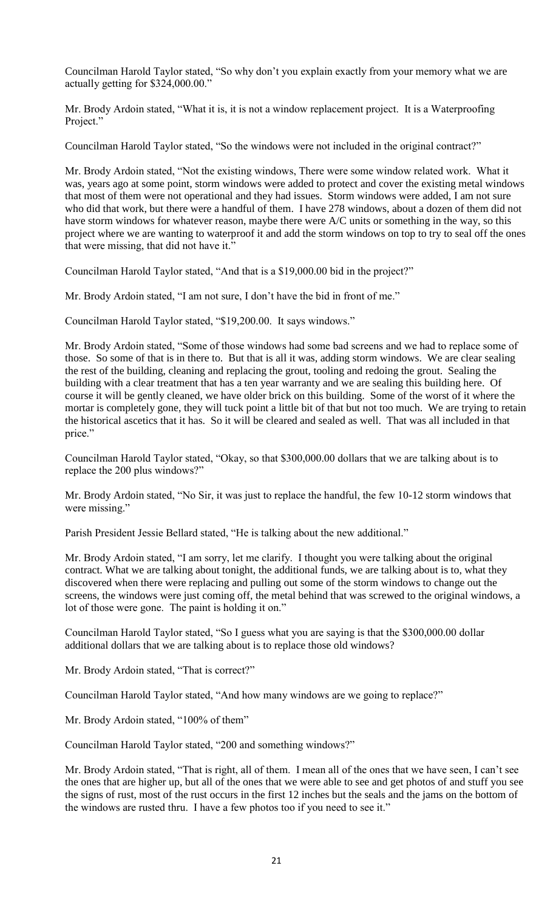Councilman Harold Taylor stated, "So why don't you explain exactly from your memory what we are actually getting for $324,000.00."

Mr. Brody Ardoin stated, "What it is, it is not a window replacement project. It is a Waterproofing Project."

Councilman Harold Taylor stated, "So the windows were not included in the original contract?"

Mr. Brody Ardoin stated, "Not the existing windows, There were some window related work. What it was, years ago at some point, storm windows were added to protect and cover the existing metal windows that most of them were not operational and they had issues. Storm windows were added, I am not sure who did that work, but there were a handful of them. I have 278 windows, about a dozen of them did not have storm windows for whatever reason, maybe there were A/C units or something in the way, so this project where we are wanting to waterproof it and add the storm windows on top to try to seal off the ones that were missing, that did not have it."

Councilman Harold Taylor stated, "And that is a $19,000.00 bid in the project?"

Mr. Brody Ardoin stated, "I am not sure, I don't have the bid in front of me."

Councilman Harold Taylor stated, "$19,200.00. It says windows."

Mr. Brody Ardoin stated, "Some of those windows had some bad screens and we had to replace some of those. So some of that is in there to. But that is all it was, adding storm windows. We are clear sealing the rest of the building, cleaning and replacing the grout, tooling and redoing the grout. Sealing the building with a clear treatment that has a ten year warranty and we are sealing this building here. Of course it will be gently cleaned, we have older brick on this building. Some of the worst of it where the mortar is completely gone, they will tuck point a little bit of that but not too much. We are trying to retain the historical ascetics that it has. So it will be cleared and sealed as well. That was all included in that price."

Councilman Harold Taylor stated, "Okay, so that $300,000.00 dollars that we are talking about is to replace the 200 plus windows?"

Mr. Brody Ardoin stated, "No Sir, it was just to replace the handful, the few 10-12 storm windows that were missing."

Parish President Jessie Bellard stated, "He is talking about the new additional."

Mr. Brody Ardoin stated, "I am sorry, let me clarify. I thought you were talking about the original contract. What we are talking about tonight, the additional funds, we are talking about is to, what they discovered when there were replacing and pulling out some of the storm windows to change out the screens, the windows were just coming off, the metal behind that was screwed to the original windows, a lot of those were gone. The paint is holding it on."

Councilman Harold Taylor stated, "So I guess what you are saying is that the $300,000.00 dollar additional dollars that we are talking about is to replace those old windows?

Mr. Brody Ardoin stated, "That is correct?"

Councilman Harold Taylor stated, "And how many windows are we going to replace?"

Mr. Brody Ardoin stated, "100% of them"

Councilman Harold Taylor stated, "200 and something windows?"

Mr. Brody Ardoin stated, "That is right, all of them. I mean all of the ones that we have seen, I can't see the ones that are higher up, but all of the ones that we were able to see and get photos of and stuff you see the signs of rust, most of the rust occurs in the first 12 inches but the seals and the jams on the bottom of the windows are rusted thru. I have a few photos too if you need to see it."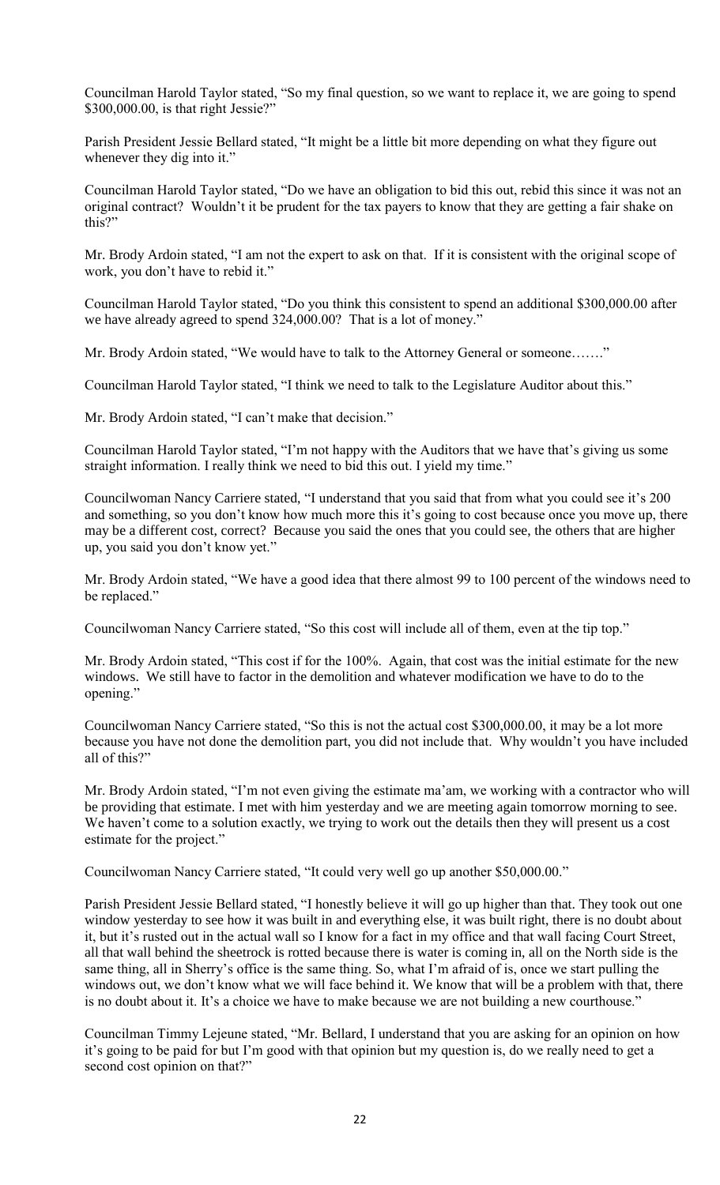Councilman Harold Taylor stated, "So my final question, so we want to replace it, we are going to spend \$300,000.00, is that right Jessie?"

Parish President Jessie Bellard stated, "It might be a little bit more depending on what they figure out whenever they dig into it."

Councilman Harold Taylor stated, "Do we have an obligation to bid this out, rebid this since it was not an original contract? Wouldn't it be prudent for the tax payers to know that they are getting a fair shake on this?"

Mr. Brody Ardoin stated, "I am not the expert to ask on that. If it is consistent with the original scope of work, you don't have to rebid it."

Councilman Harold Taylor stated, "Do you think this consistent to spend an additional \$300,000.00 after we have already agreed to spend 324,000.00? That is a lot of money."

Mr. Brody Ardoin stated, "We would have to talk to the Attorney General or someone……."

Councilman Harold Taylor stated, "I think we need to talk to the Legislature Auditor about this."

Mr. Brody Ardoin stated, "I can't make that decision."

Councilman Harold Taylor stated, "I'm not happy with the Auditors that we have that's giving us some straight information. I really think we need to bid this out. I yield my time."

Councilwoman Nancy Carriere stated, "I understand that you said that from what you could see it's 200 and something, so you don't know how much more this it's going to cost because once you move up, there may be a different cost, correct? Because you said the ones that you could see, the others that are higher up, you said you don't know yet."

Mr. Brody Ardoin stated, "We have a good idea that there almost 99 to 100 percent of the windows need to be replaced."

Councilwoman Nancy Carriere stated, "So this cost will include all of them, even at the tip top."

Mr. Brody Ardoin stated, "This cost if for the 100%. Again, that cost was the initial estimate for the new windows. We still have to factor in the demolition and whatever modification we have to do to the opening."

Councilwoman Nancy Carriere stated, "So this is not the actual cost \$300,000.00, it may be a lot more because you have not done the demolition part, you did not include that. Why wouldn't you have included all of this?"

Mr. Brody Ardoin stated, "I'm not even giving the estimate ma'am, we working with a contractor who will be providing that estimate. I met with him yesterday and we are meeting again tomorrow morning to see. We haven't come to a solution exactly, we trying to work out the details then they will present us a cost estimate for the project."

Councilwoman Nancy Carriere stated, "It could very well go up another \$50,000.00."

Parish President Jessie Bellard stated, "I honestly believe it will go up higher than that. They took out one window yesterday to see how it was built in and everything else, it was built right, there is no doubt about it, but it's rusted out in the actual wall so I know for a fact in my office and that wall facing Court Street, all that wall behind the sheetrock is rotted because there is water is coming in, all on the North side is the same thing, all in Sherry's office is the same thing. So, what I'm afraid of is, once we start pulling the windows out, we don't know what we will face behind it. We know that will be a problem with that, there is no doubt about it. It's a choice we have to make because we are not building a new courthouse."

Councilman Timmy Lejeune stated, "Mr. Bellard, I understand that you are asking for an opinion on how it's going to be paid for but I'm good with that opinion but my question is, do we really need to get a second cost opinion on that?"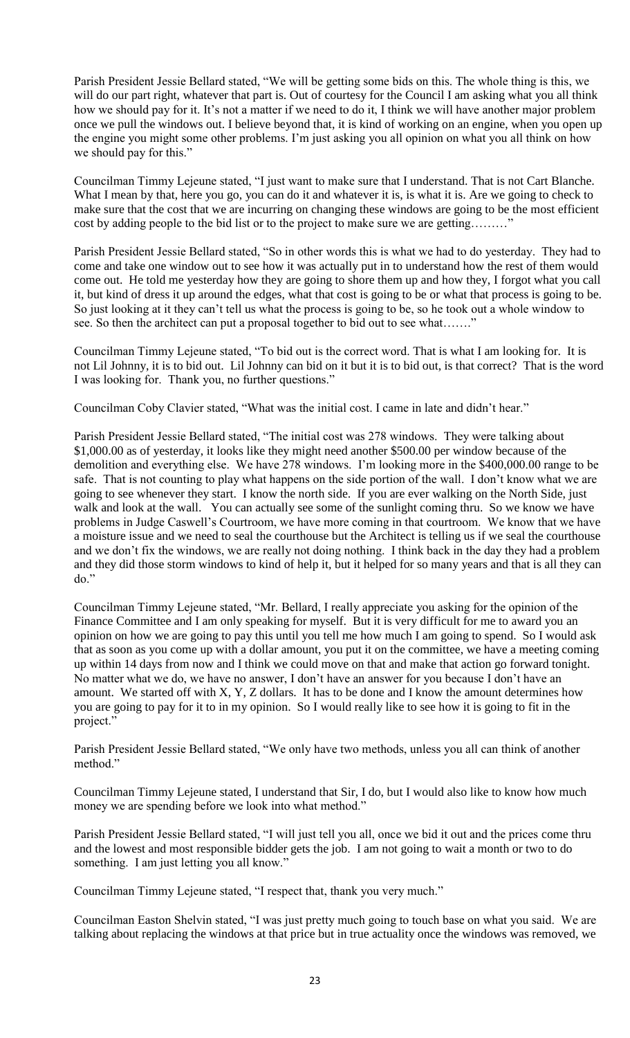Parish President Jessie Bellard stated, "We will be getting some bids on this. The whole thing is this, we will do our part right, whatever that part is. Out of courtesy for the Council I am asking what you all think how we should pay for it. It's not a matter if we need to do it, I think we will have another major problem once we pull the windows out. I believe beyond that, it is kind of working on an engine, when you open up the engine you might some other problems. I'm just asking you all opinion on what you all think on how we should pay for this."

Councilman Timmy Lejeune stated, "I just want to make sure that I understand. That is not Cart Blanche. What I mean by that, here you go, you can do it and whatever it is, is what it is. Are we going to check to make sure that the cost that we are incurring on changing these windows are going to be the most efficient cost by adding people to the bid list or to the project to make sure we are getting………"

Parish President Jessie Bellard stated, "So in other words this is what we had to do yesterday. They had to come and take one window out to see how it was actually put in to understand how the rest of them would come out. He told me yesterday how they are going to shore them up and how they, I forgot what you call it, but kind of dress it up around the edges, what that cost is going to be or what that process is going to be. So just looking at it they can't tell us what the process is going to be, so he took out a whole window to see. So then the architect can put a proposal together to bid out to see what……."

Councilman Timmy Lejeune stated, "To bid out is the correct word. That is what I am looking for. It is not Lil Johnny, it is to bid out. Lil Johnny can bid on it but it is to bid out, is that correct? That is the word I was looking for. Thank you, no further questions."

Councilman Coby Clavier stated, "What was the initial cost. I came in late and didn't hear."

Parish President Jessie Bellard stated, "The initial cost was 278 windows. They were talking about $1,000.00 as of yesterday, it looks like they might need another $500.00 per window because of the demolition and everything else. We have 278 windows. I'm looking more in the $400,000.00 range to be safe. That is not counting to play what happens on the side portion of the wall. I don't know what we are going to see whenever they start. I know the north side. If you are ever walking on the North Side, just walk and look at the wall. You can actually see some of the sunlight coming thru. So we know we have problems in Judge Caswell's Courtroom, we have more coming in that courtroom. We know that we have a moisture issue and we need to seal the courthouse but the Architect is telling us if we seal the courthouse and we don't fix the windows, we are really not doing nothing. I think back in the day they had a problem and they did those storm windows to kind of help it, but it helped for so many years and that is all they can do."

Councilman Timmy Lejeune stated, "Mr. Bellard, I really appreciate you asking for the opinion of the Finance Committee and I am only speaking for myself. But it is very difficult for me to award you an opinion on how we are going to pay this until you tell me how much I am going to spend. So I would ask that as soon as you come up with a dollar amount, you put it on the committee, we have a meeting coming up within 14 days from now and I think we could move on that and make that action go forward tonight. No matter what we do, we have no answer, I don't have an answer for you because I don't have an amount. We started off with X, Y, Z dollars. It has to be done and I know the amount determines how you are going to pay for it to in my opinion. So I would really like to see how it is going to fit in the project."

Parish President Jessie Bellard stated, "We only have two methods, unless you all can think of another method."

Councilman Timmy Lejeune stated, I understand that Sir, I do, but I would also like to know how much money we are spending before we look into what method."

Parish President Jessie Bellard stated, "I will just tell you all, once we bid it out and the prices come thru and the lowest and most responsible bidder gets the job. I am not going to wait a month or two to do something. I am just letting you all know."

Councilman Timmy Lejeune stated, "I respect that, thank you very much."

Councilman Easton Shelvin stated, "I was just pretty much going to touch base on what you said. We are talking about replacing the windows at that price but in true actuality once the windows was removed, we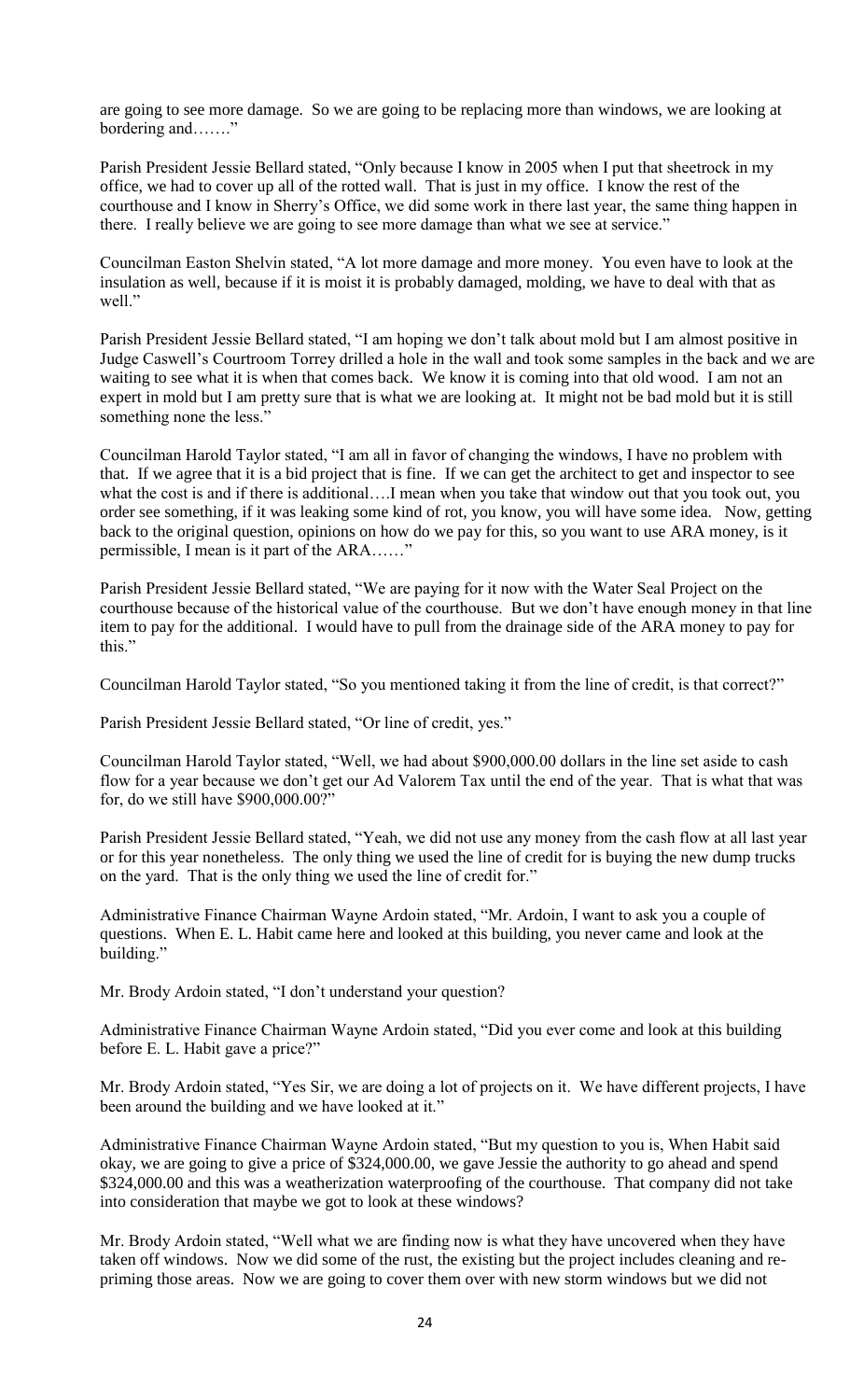are going to see more damage. So we are going to be replacing more than windows, we are looking at bordering and……."

Parish President Jessie Bellard stated, "Only because I know in 2005 when I put that sheetrock in my office, we had to cover up all of the rotted wall. That is just in my office. I know the rest of the courthouse and I know in Sherry's Office, we did some work in there last year, the same thing happen in there. I really believe we are going to see more damage than what we see at service."

Councilman Easton Shelvin stated, "A lot more damage and more money. You even have to look at the insulation as well, because if it is moist it is probably damaged, molding, we have to deal with that as well."

Parish President Jessie Bellard stated, "I am hoping we don't talk about mold but I am almost positive in Judge Caswell's Courtroom Torrey drilled a hole in the wall and took some samples in the back and we are waiting to see what it is when that comes back. We know it is coming into that old wood. I am not an expert in mold but I am pretty sure that is what we are looking at. It might not be bad mold but it is still something none the less."

Councilman Harold Taylor stated, "I am all in favor of changing the windows, I have no problem with that. If we agree that it is a bid project that is fine. If we can get the architect to get and inspector to see what the cost is and if there is additional….I mean when you take that window out that you took out, you order see something, if it was leaking some kind of rot, you know, you will have some idea. Now, getting back to the original question, opinions on how do we pay for this, so you want to use ARA money, is it permissible, I mean is it part of the ARA……"

Parish President Jessie Bellard stated, "We are paying for it now with the Water Seal Project on the courthouse because of the historical value of the courthouse. But we don't have enough money in that line item to pay for the additional. I would have to pull from the drainage side of the ARA money to pay for this."

Councilman Harold Taylor stated, "So you mentioned taking it from the line of credit, is that correct?"

Parish President Jessie Bellard stated, "Or line of credit, yes."

Councilman Harold Taylor stated, "Well, we had about $900,000.00 dollars in the line set aside to cash flow for a year because we don't get our Ad Valorem Tax until the end of the year. That is what that was for, do we still have $900,000.00?"

Parish President Jessie Bellard stated, "Yeah, we did not use any money from the cash flow at all last year or for this year nonetheless. The only thing we used the line of credit for is buying the new dump trucks on the yard. That is the only thing we used the line of credit for."

Administrative Finance Chairman Wayne Ardoin stated, "Mr. Ardoin, I want to ask you a couple of questions. When E. L. Habit came here and looked at this building, you never came and look at the building."

Mr. Brody Ardoin stated, "I don't understand your question?

Administrative Finance Chairman Wayne Ardoin stated, "Did you ever come and look at this building before E. L. Habit gave a price?"

Mr. Brody Ardoin stated, "Yes Sir, we are doing a lot of projects on it. We have different projects, I have been around the building and we have looked at it."

Administrative Finance Chairman Wayne Ardoin stated, "But my question to you is, When Habit said okay, we are going to give a price of $324,000.00, we gave Jessie the authority to go ahead and spend $324,000.00 and this was a weatherization waterproofing of the courthouse. That company did not take into consideration that maybe we got to look at these windows?

Mr. Brody Ardoin stated, "Well what we are finding now is what they have uncovered when they have taken off windows. Now we did some of the rust, the existing but the project includes cleaning and re-priming those areas. Now we are going to cover them over with new storm windows but we did not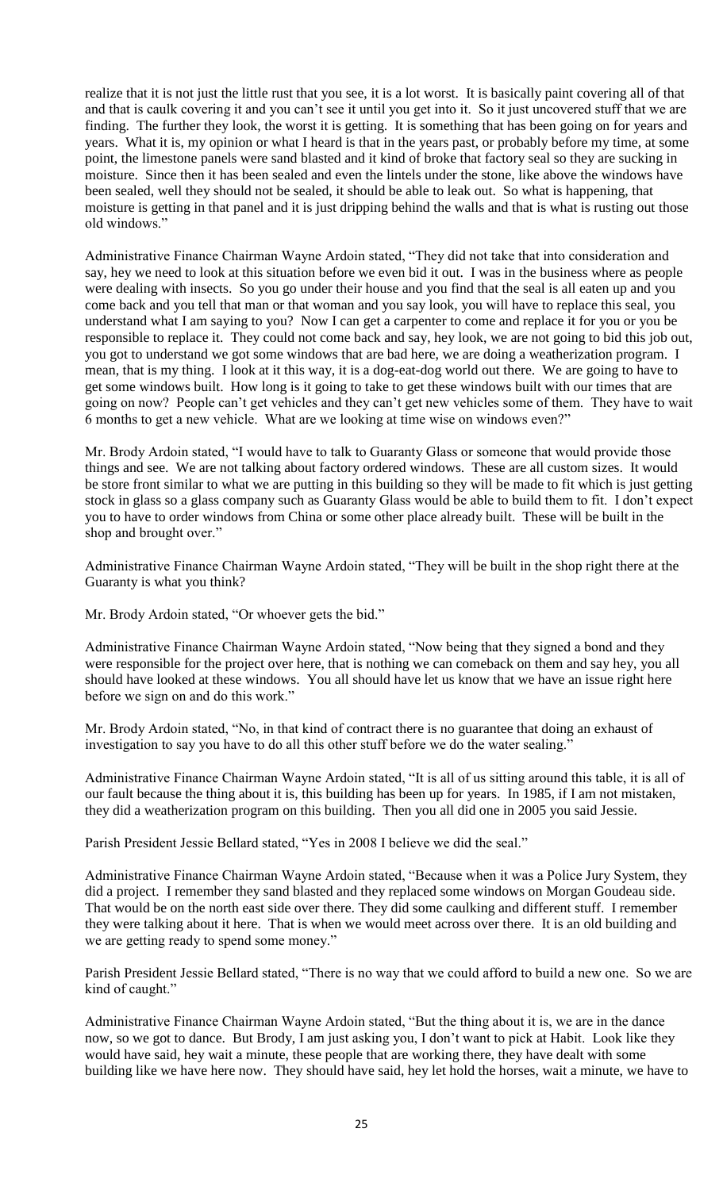realize that it is not just the little rust that you see, it is a lot worst. It is basically paint covering all of that and that is caulk covering it and you can't see it until you get into it. So it just uncovered stuff that we are finding. The further they look, the worst it is getting. It is something that has been going on for years and years. What it is, my opinion or what I heard is that in the years past, or probably before my time, at some point, the limestone panels were sand blasted and it kind of broke that factory seal so they are sucking in moisture. Since then it has been sealed and even the lintels under the stone, like above the windows have been sealed, well they should not be sealed, it should be able to leak out. So what is happening, that moisture is getting in that panel and it is just dripping behind the walls and that is what is rusting out those old windows."

Administrative Finance Chairman Wayne Ardoin stated, "They did not take that into consideration and say, hey we need to look at this situation before we even bid it out. I was in the business where as people were dealing with insects. So you go under their house and you find that the seal is all eaten up and you come back and you tell that man or that woman and you say look, you will have to replace this seal, you understand what I am saying to you? Now I can get a carpenter to come and replace it for you or you be responsible to replace it. They could not come back and say, hey, look, we are not going to bid this job out, you got to understand we got some windows that are bad here, we are doing a weatherization program. I mean, that is my thing. I look at it this way, it is a dog-eat-dog world out there. We are going to have to get some windows built. How long is it going to take to get these windows built with our times that are going on now? People can't get vehicles and they can't get new vehicles some of them. They have to wait 6 months to get a new vehicle. What are we looking at time wise on windows even?"

Mr. Brody Ardoin stated, "I would have to talk to Guaranty Glass or someone that would provide those things and see. We are not talking about factory ordered windows. These are all custom sizes. It would be store front similar to what we are putting in this building so they will be made to fit which is just getting stock in glass so a glass company such as Guaranty Glass would be able to build them to fit. I don't expect you to have to order windows from China or some other place already built. These will be built in the shop and brought over."

Administrative Finance Chairman Wayne Ardoin stated, "They will be built in the shop right there at the Guaranty is what you think?

Mr. Brody Ardoin stated, "Or whoever gets the bid."

Administrative Finance Chairman Wayne Ardoin stated, "Now being that they signed a bond and they were responsible for the project over here, that is nothing we can comeback on them and say hey, you all should have looked at these windows. You all should have let us know that we have an issue right here before we sign on and do this work."

Mr. Brody Ardoin stated, "No, in that kind of contract there is no guarantee that doing an exhaust of investigation to say you have to do all this other stuff before we do the water sealing."

Administrative Finance Chairman Wayne Ardoin stated, "It is all of us sitting around this table, it is all of our fault because the thing about it is, this building has been up for years. In 1985, if I am not mistaken, they did a weatherization program on this building. Then you all did one in 2005 you said Jessie.

Parish President Jessie Bellard stated, "Yes in 2008 I believe we did the seal."

Administrative Finance Chairman Wayne Ardoin stated, "Because when it was a Police Jury System, they did a project. I remember they sand blasted and they replaced some windows on Morgan Goudeau side. That would be on the north east side over there. They did some caulking and different stuff. I remember they were talking about it here. That is when we would meet across over there. It is an old building and we are getting ready to spend some money."

Parish President Jessie Bellard stated, "There is no way that we could afford to build a new one. So we are kind of caught."

Administrative Finance Chairman Wayne Ardoin stated, "But the thing about it is, we are in the dance now, so we got to dance. But Brody, I am just asking you, I don't want to pick at Habit. Look like they would have said, hey wait a minute, these people that are working there, they have dealt with some building like we have here now. They should have said, hey let hold the horses, wait a minute, we have to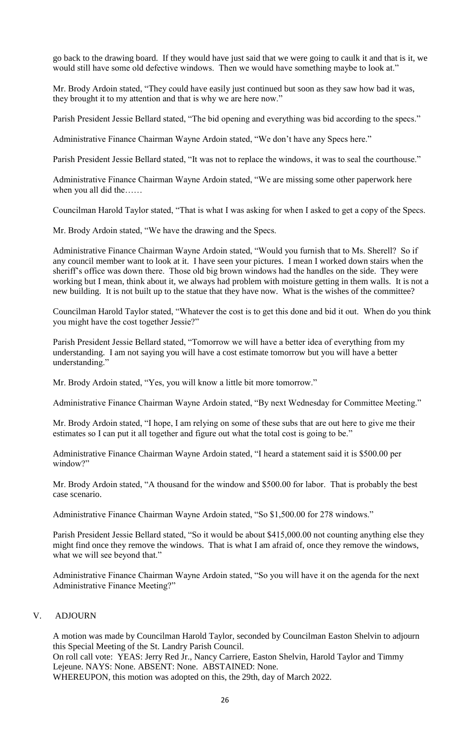go back to the drawing board. If they would have just said that we were going to caulk it and that is it, we would still have some old defective windows. Then we would have something maybe to look at."

Mr. Brody Ardoin stated, "They could have easily just continued but soon as they saw how bad it was, they brought it to my attention and that is why we are here now."

Parish President Jessie Bellard stated, "The bid opening and everything was bid according to the specs."

Administrative Finance Chairman Wayne Ardoin stated, "We don't have any Specs here."

Parish President Jessie Bellard stated, "It was not to replace the windows, it was to seal the courthouse."

Administrative Finance Chairman Wayne Ardoin stated, "We are missing some other paperwork here when you all did the……

Councilman Harold Taylor stated, "That is what I was asking for when I asked to get a copy of the Specs.

Mr. Brody Ardoin stated, "We have the drawing and the Specs.

Administrative Finance Chairman Wayne Ardoin stated, "Would you furnish that to Ms. Sherell? So if any council member want to look at it. I have seen your pictures. I mean I worked down stairs when the sheriff's office was down there. Those old big brown windows had the handles on the side. They were working but I mean, think about it, we always had problem with moisture getting in them walls. It is not a new building. It is not built up to the statue that they have now. What is the wishes of the committee?

Councilman Harold Taylor stated, "Whatever the cost is to get this done and bid it out. When do you think you might have the cost together Jessie?"

Parish President Jessie Bellard stated, "Tomorrow we will have a better idea of everything from my understanding. I am not saying you will have a cost estimate tomorrow but you will have a better understanding."

Mr. Brody Ardoin stated, "Yes, you will know a little bit more tomorrow."

Administrative Finance Chairman Wayne Ardoin stated, "By next Wednesday for Committee Meeting."

Mr. Brody Ardoin stated, "I hope, I am relying on some of these subs that are out here to give me their estimates so I can put it all together and figure out what the total cost is going to be."

Administrative Finance Chairman Wayne Ardoin stated, "I heard a statement said it is $500.00 per window?"

Mr. Brody Ardoin stated, "A thousand for the window and $500.00 for labor. That is probably the best case scenario.

Administrative Finance Chairman Wayne Ardoin stated, "So $1,500.00 for 278 windows."

Parish President Jessie Bellard stated, "So it would be about $415,000.00 not counting anything else they might find once they remove the windows. That is what I am afraid of, once they remove the windows, what we will see beyond that."

Administrative Finance Chairman Wayne Ardoin stated, "So you will have it on the agenda for the next Administrative Finance Meeting?"

## V. ADJOURN

A motion was made by Councilman Harold Taylor, seconded by Councilman Easton Shelvin to adjourn this Special Meeting of the St. Landry Parish Council.
On roll call vote: YEAS: Jerry Red Jr., Nancy Carriere, Easton Shelvin, Harold Taylor and Timmy Lejeune. NAYS: None. ABSENT: None. ABSTAINED: None.
WHEREUPON, this motion was adopted on this, the 29th, day of March 2022.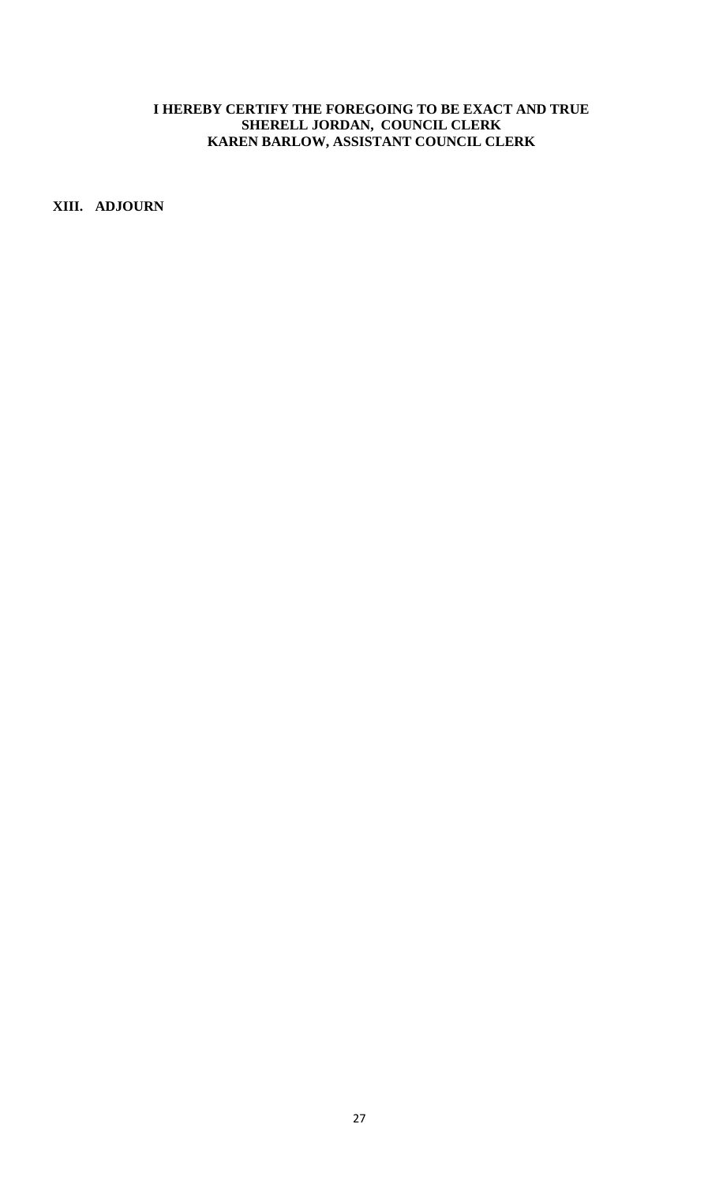**I HEREBY CERTIFY THE FOREGOING TO BE EXACT AND TRUE**
**SHERELL JORDAN, COUNCIL CLERK**
**KAREN BARLOW, ASSISTANT COUNCIL CLERK**

## XIII. ADJOURN